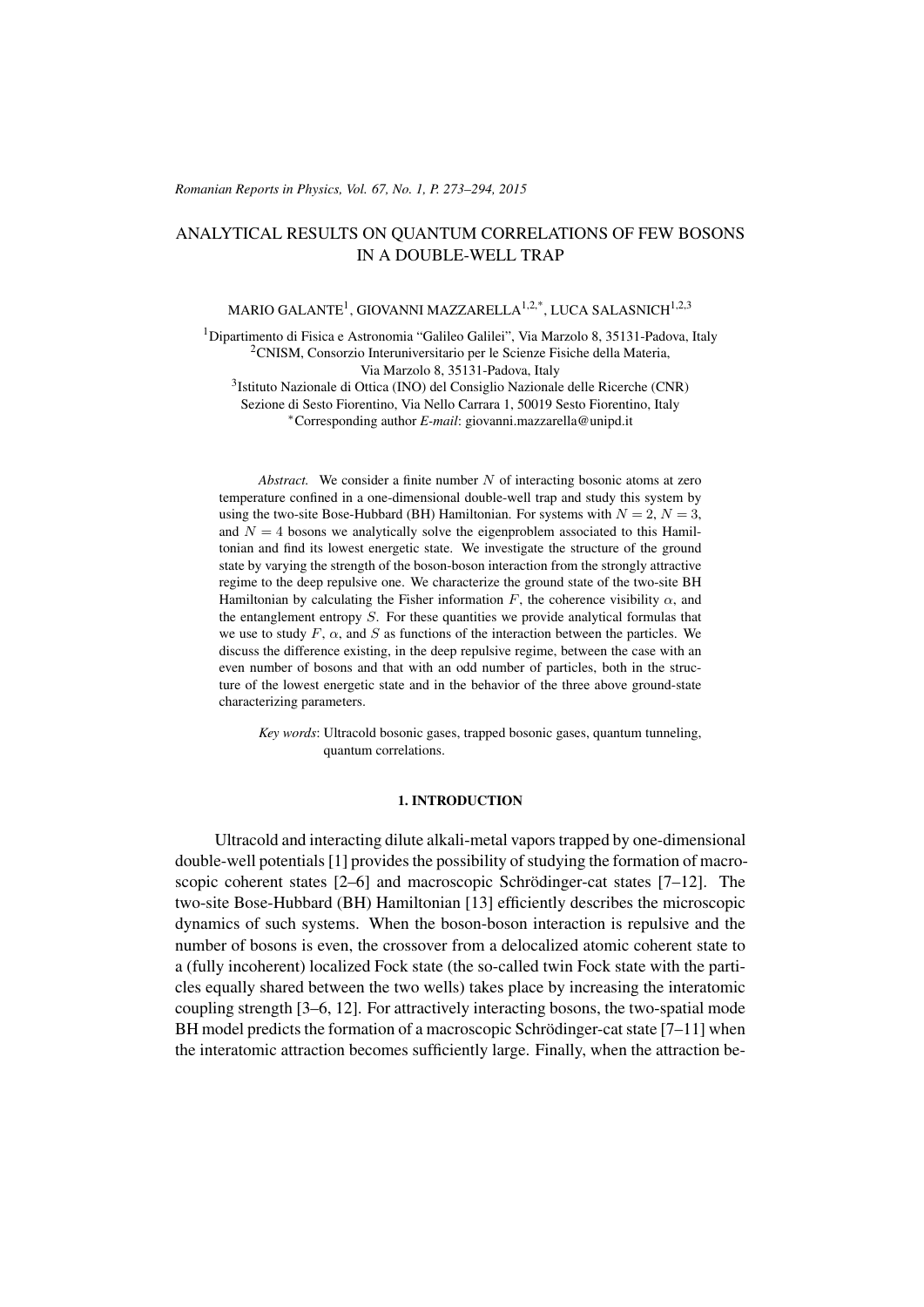# ANALYTICAL RESULTS ON QUANTUM CORRELATIONS OF FEW BOSONS IN A DOUBLE-WELL TRAP

MARIO GALANTE[1], GIOVANNI MAZZARELLA[1,2,*], LUCA SALASNICH[1,2,3]

[1]Dipartimento di Fisica e Astronomia "Galileo Galilei", Via Marzolo 8, 35131-Padova, Italy
[2]CNISM, Consorzio Interuniversitario per le Scienze Fisiche della Materia, Via Marzolo 8, 35131-Padova, Italy
[3]Istituto Nazionale di Ottica (INO) del Consiglio Nazionale delle Ricerche (CNR) Sezione di Sesto Fiorentino, Via Nello Carrara 1, 50019 Sesto Fiorentino, Italy
[*]Corresponding author *E-mail*: giovanni.mazzarella@unipd.it

*Abstract.* We consider a finite number $N$ of interacting bosonic atoms at zero temperature confined in a one-dimensional double-well trap and study this system by using the two-site Bose-Hubbard (BH) Hamiltonian. For systems with $N = 2$, $N = 3$, and $N = 4$ bosons we analytically solve the eigenproblem associated to this Hamiltonian and find its lowest energetic state. We investigate the structure of the ground state by varying the strength of the boson-boson interaction from the strongly attractive regime to the deep repulsive one. We characterize the ground state of the two-site BH Hamiltonian by calculating the Fisher information $F$, the coherence visibility $\alpha$, and the entanglement entropy $S$. For these quantities we provide analytical formulas that we use to study $F$, $\alpha$, and $S$ as functions of the interaction between the particles. We discuss the difference existing, in the deep repulsive regime, between the case with an even number of bosons and that with an odd number of particles, both in the structure of the lowest energetic state and in the behavior of the three above ground-state characterizing parameters.

*Key words*: Ultracold bosonic gases, trapped bosonic gases, quantum tunneling, quantum correlations.

## 1. INTRODUCTION

Ultracold and interacting dilute alkali-metal vapors trapped by one-dimensional double-well potentials [1] provides the possibility of studying the formation of macroscopic coherent states [2–6] and macroscopic Schrödinger-cat states [7–12]. The two-site Bose-Hubbard (BH) Hamiltonian [13] efficiently describes the microscopic dynamics of such systems. When the boson-boson interaction is repulsive and the number of bosons is even, the crossover from a delocalized atomic coherent state to a (fully incoherent) localized Fock state (the so-called twin Fock state with the particles equally shared between the two wells) takes place by increasing the interatomic coupling strength [3–6, 12]. For attractively interacting bosons, the two-spatial mode BH model predicts the formation of a macroscopic Schrödinger-cat state [7–11] when the interatomic attraction becomes sufficiently large. Finally, when the attraction be-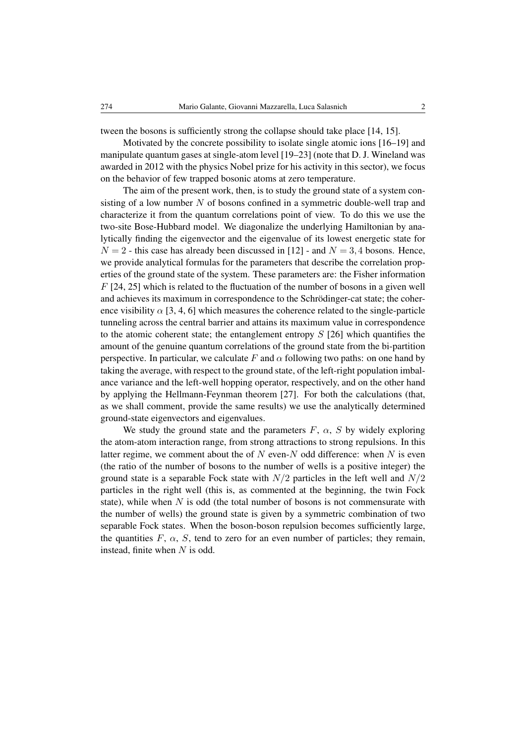tween the bosons is sufficiently strong the collapse should take place [14, 15].

Motivated by the concrete possibility to isolate single atomic ions [16–19] and manipulate quantum gases at single-atom level [19–23] (note that D. J. Wineland was awarded in 2012 with the physics Nobel prize for his activity in this sector), we focus on the behavior of few trapped bosonic atoms at zero temperature.

The aim of the present work, then, is to study the ground state of a system consisting of a low number $N$ of bosons confined in a symmetric double-well trap and characterize it from the quantum correlations point of view. To do this we use the two-site Bose-Hubbard model. We diagonalize the underlying Hamiltonian by analytically finding the eigenvector and the eigenvalue of its lowest energetic state for $N = 2$ - this case has already been discussed in [12] - and $N = 3, 4$ bosons. Hence, we provide analytical formulas for the parameters that describe the correlation properties of the ground state of the system. These parameters are: the Fisher information $F$ [24, 25] which is related to the fluctuation of the number of bosons in a given well and achieves its maximum in correspondence to the Schrödinger-cat state; the coherence visibility $\alpha$ [3, 4, 6] which measures the coherence related to the single-particle tunneling across the central barrier and attains its maximum value in correspondence to the atomic coherent state; the entanglement entropy $S$ [26] which quantifies the amount of the genuine quantum correlations of the ground state from the bi-partition perspective. In particular, we calculate $F$ and $\alpha$ following two paths: on one hand by taking the average, with respect to the ground state, of the left-right population imbalance variance and the left-well hopping operator, respectively, and on the other hand by applying the Hellmann-Feynman theorem [27]. For both the calculations (that, as we shall comment, provide the same results) we use the analytically determined ground-state eigenvectors and eigenvalues.

We study the ground state and the parameters $F$, $\alpha$, $S$ by widely exploring the atom-atom interaction range, from strong attractions to strong repulsions. In this latter regime, we comment about the of $N$ even-$N$ odd difference: when $N$ is even (the ratio of the number of bosons to the number of wells is a positive integer) the ground state is a separable Fock state with $N/2$ particles in the left well and $N/2$ particles in the right well (this is, as commented at the beginning, the twin Fock state), while when $N$ is odd (the total number of bosons is not commensurate with the number of wells) the ground state is given by a symmetric combination of two separable Fock states. When the boson-boson repulsion becomes sufficiently large, the quantities $F$, $\alpha$, $S$, tend to zero for an even number of particles; they remain, instead, finite when $N$ is odd.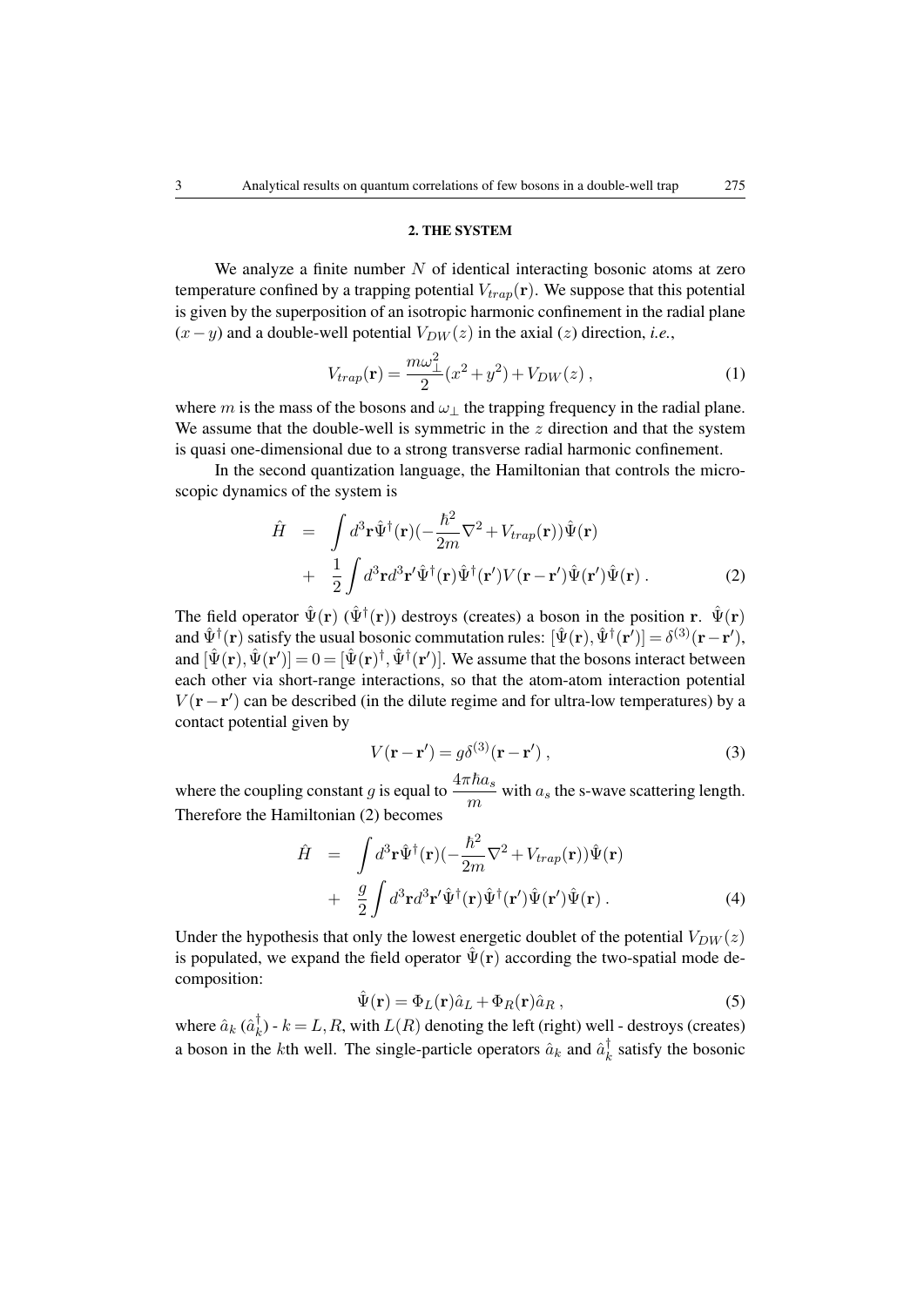## 2. THE SYSTEM

We analyze a finite number $N$ of identical interacting bosonic atoms at zero temperature confined by a trapping potential $V_{trap}(\mathbf{r})$. We suppose that this potential is given by the superposition of an isotropic harmonic confinement in the radial plane $(x-y)$ and a double-well potential $V_{DW}(z)$ in the axial ($z$) direction, *i.e.*,

$$V_{trap}(\mathbf{r}) = \frac{m\omega_{\perp}^2}{2}(x^2+y^2) + V_{DW}(z) \,, \tag{1}$$

where $m$ is the mass of the bosons and $\omega_{\perp}$ the trapping frequency in the radial plane. We assume that the double-well is symmetric in the $z$ direction and that the system is quasi one-dimensional due to a strong transverse radial harmonic confinement.

In the second quantization language, the Hamiltonian that controls the microscopic dynamics of the system is

$$\begin{aligned} \hat{H} &= \int d^3\mathbf{r}\hat{\Psi}^{\dagger}(\mathbf{r})(-\frac{\hbar^2}{2m}\nabla^2 + V_{trap}(\mathbf{r}))\hat{\Psi}(\mathbf{r}) \\ &+ \frac{1}{2}\int d^3\mathbf{r}d^3\mathbf{r}'\hat{\Psi}^{\dagger}(\mathbf{r})\hat{\Psi}^{\dagger}(\mathbf{r}')V(\mathbf{r}-\mathbf{r}')\hat{\Psi}(\mathbf{r}')\hat{\Psi}(\mathbf{r}) \,. \end{aligned} \tag{2}$$

The field operator $\hat{\Psi}(\mathbf{r})$ ($\hat{\Psi}^{\dagger}(\mathbf{r})$) destroys (creates) a boson in the position $\mathbf{r}$. $\hat{\Psi}(\mathbf{r})$ and $\hat{\Psi}^{\dagger}(\mathbf{r})$ satisfy the usual bosonic commutation rules: $[\hat{\Psi}(\mathbf{r}),\hat{\Psi}^{\dagger}(\mathbf{r}')] = \delta^{(3)}(\mathbf{r}-\mathbf{r}')$, and $[\hat{\Psi}(\mathbf{r}),\hat{\Psi}(\mathbf{r}')] = 0 = [\hat{\Psi}(\mathbf{r})^{\dagger},\hat{\Psi}^{\dagger}(\mathbf{r}')]$. We assume that the bosons interact between each other via short-range interactions, so that the atom-atom interaction potential $V(\mathbf{r}-\mathbf{r}')$ can be described (in the dilute regime and for ultra-low temperatures) by a contact potential given by

$$V(\mathbf{r}-\mathbf{r}') = g\delta^{(3)}(\mathbf{r}-\mathbf{r}') \,, \tag{3}$$

where the coupling constant $g$ is equal to $\frac{4\pi\hbar a_s}{m}$ with $a_s$ the s-wave scattering length. Therefore the Hamiltonian (2) becomes

$$\begin{aligned} \hat{H} &= \int d^3\mathbf{r}\hat{\Psi}^{\dagger}(\mathbf{r})(-\frac{\hbar^2}{2m}\nabla^2 + V_{trap}(\mathbf{r}))\hat{\Psi}(\mathbf{r}) \\ &+ \frac{g}{2}\int d^3\mathbf{r}d^3\mathbf{r}'\hat{\Psi}^{\dagger}(\mathbf{r})\hat{\Psi}^{\dagger}(\mathbf{r}')\hat{\Psi}(\mathbf{r}')\hat{\Psi}(\mathbf{r}) \,. \end{aligned} \tag{4}$$

Under the hypothesis that only the lowest energetic doublet of the potential $V_{DW}(z)$ is populated, we expand the field operator $\hat{\Psi}(\mathbf{r})$ according the two-spatial mode decomposition:

$$\hat{\Psi}(\mathbf{r}) = \Phi_L(\mathbf{r})\hat{a}_L + \Phi_R(\mathbf{r})\hat{a}_R \,, \tag{5}$$

where $\hat{a}_k$ ($\hat{a}_k^{\dagger}$) - $k = L,R$, with $L(R)$ denoting the left (right) well - destroys (creates) a boson in the $k$th well. The single-particle operators $\hat{a}_k$ and $\hat{a}_k^{\dagger}$ satisfy the bosonic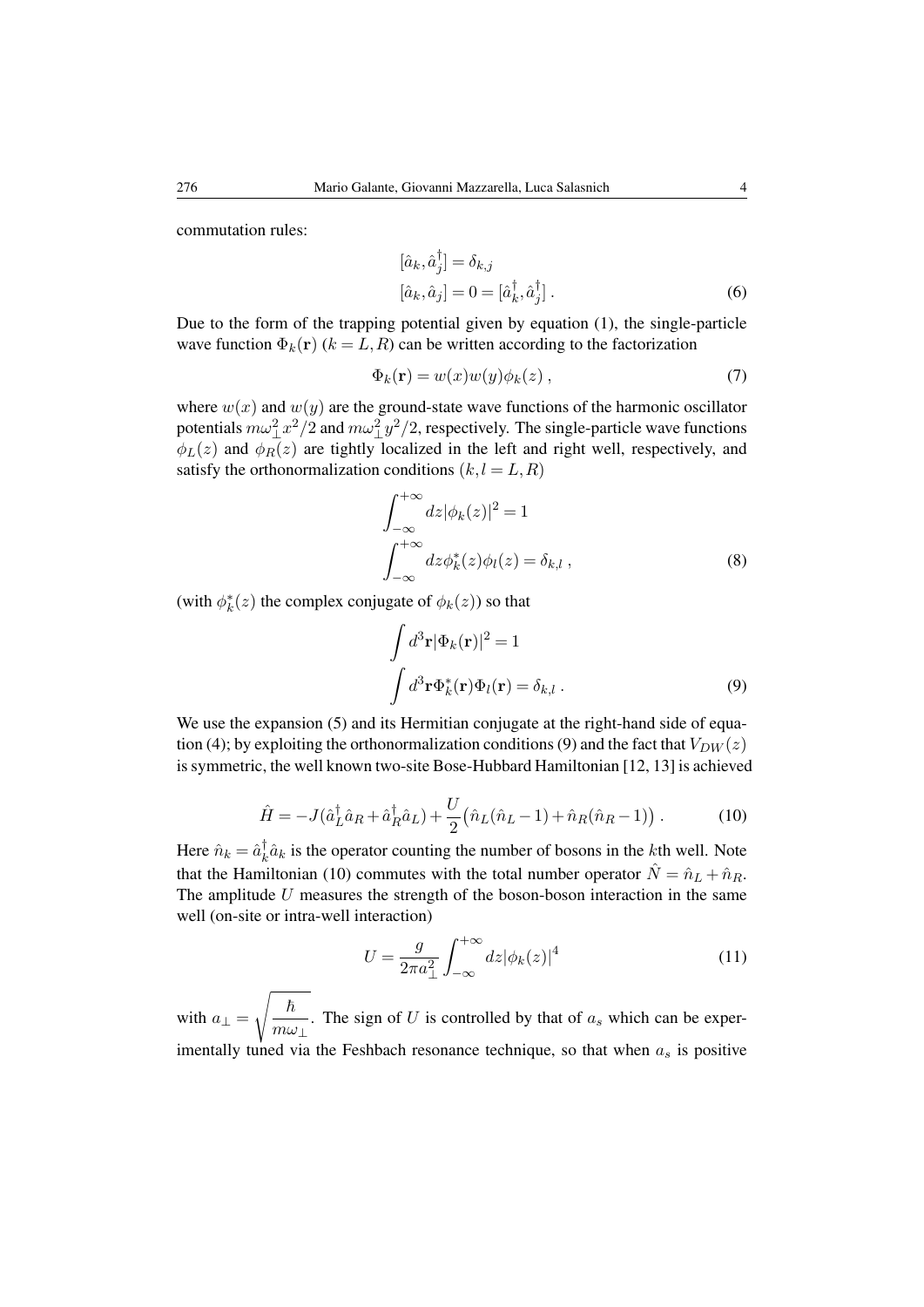commutation rules:

$$
\begin{aligned}
&[\hat{a}_k, \hat{a}_j^\dagger] = \delta_{k,j} \\
&[\hat{a}_k, \hat{a}_j] = 0 = [\hat{a}_k^\dagger, \hat{a}_j^\dagger] \,.
\end{aligned}
\tag{6}
$$

Due to the form of the trapping potential given by equation (1), the single-particle wave function $\Phi_k(\mathbf{r})$ ($k = L, R$) can be written according to the factorization

$$
\Phi_k(\mathbf{r}) = w(x)w(y)\phi_k(z) \,, \tag{7}
$$

where $w(x)$ and $w(y)$ are the ground-state wave functions of the harmonic oscillator potentials $m\omega_\perp^2 x^2/2$ and $m\omega_\perp^2 y^2/2$, respectively. The single-particle wave functions $\phi_L(z)$ and $\phi_R(z)$ are tightly localized in the left and right well, respectively, and satisfy the orthonormalization conditions ($k, l = L, R$)

$$
\begin{aligned}
&\int_{-\infty}^{+\infty} dz |\phi_k(z)|^2 = 1 \\
&\int_{-\infty}^{+\infty} dz \phi_k^*(z)\phi_l(z) = \delta_{k,l} \,,
\end{aligned}
\tag{8}
$$

(with $\phi_k^*(z)$ the complex conjugate of $\phi_k(z)$) so that

$$
\begin{aligned}
&\int d^3\mathbf{r} |\Phi_k(\mathbf{r})|^2 = 1 \\
&\int d^3\mathbf{r} \Phi_k^*(\mathbf{r})\Phi_l(\mathbf{r}) = \delta_{k,l} \,.
\end{aligned}
\tag{9}
$$

We use the expansion (5) and its Hermitian conjugate at the right-hand side of equation (4); by exploiting the orthonormalization conditions (9) and the fact that $V_{DW}(z)$ is symmetric, the well known two-site Bose-Hubbard Hamiltonian [12, 13] is achieved

$$
\hat{H} = -J(\hat{a}_L^\dagger \hat{a}_R + \hat{a}_R^\dagger \hat{a}_L) + \frac{U}{2}\big(\hat{n}_L(\hat{n}_L - 1) + \hat{n}_R(\hat{n}_R - 1)\big) \,. \tag{10}
$$

Here $\hat{n}_k = \hat{a}_k^\dagger \hat{a}_k$ is the operator counting the number of bosons in the $k$th well. Note that the Hamiltonian (10) commutes with the total number operator $\hat{N} = \hat{n}_L + \hat{n}_R$. The amplitude $U$ measures the strength of the boson-boson interaction in the same well (on-site or intra-well interaction)

$$
U = \frac{g}{2\pi a_\perp^2} \int_{-\infty}^{+\infty} dz |\phi_k(z)|^4 \tag{11}
$$

with $a_\perp = \sqrt{\dfrac{\hbar}{m\omega_\perp}}$. The sign of $U$ is controlled by that of $a_s$ which can be experimentally tuned via the Feshbach resonance technique, so that when $a_s$ is positive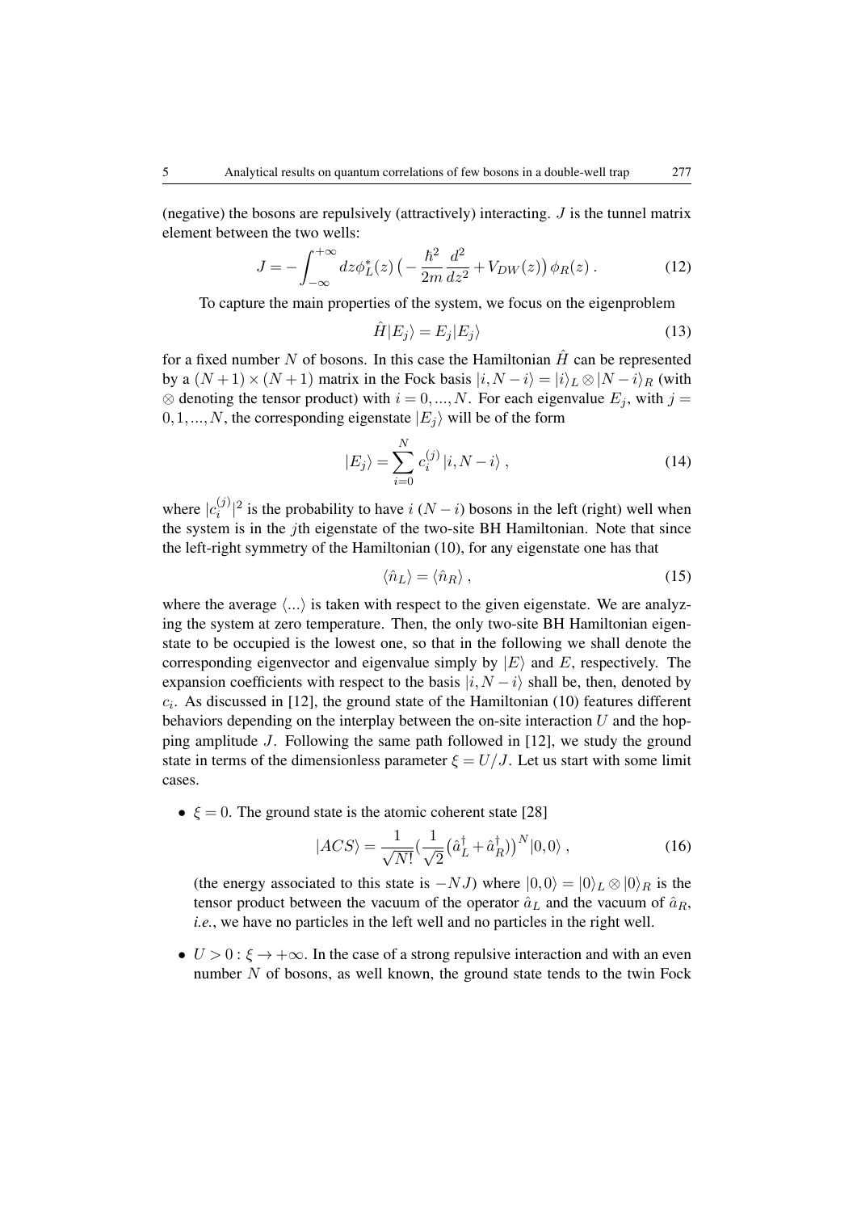(negative) the bosons are repulsively (attractively) interacting. $J$ is the tunnel matrix element between the two wells:

$$J = -\int_{-\infty}^{+\infty} dz \phi_L^*(z) \big( -\frac{\hbar^2}{2m}\frac{d^2}{dz^2} + V_{DW}(z) \big) \phi_R(z) \; . \tag{12}$$

To capture the main properties of the system, we focus on the eigenproblem

$$\hat{H}|E_j\rangle = E_j|E_j\rangle \tag{13}$$

for a fixed number $N$ of bosons. In this case the Hamiltonian $\hat{H}$ can be represented by a $(N+1)\times(N+1)$ matrix in the Fock basis $|i, N-i\rangle = |i\rangle_L \otimes |N-i\rangle_R$ (with $\otimes$ denoting the tensor product) with $i = 0, ..., N$. For each eigenvalue $E_j$, with $j = 0, 1, ..., N$, the corresponding eigenstate $|E_j\rangle$ will be of the form

$$|E_j\rangle = \sum_{i=0}^{N} c_i^{(j)} \, |i, N-i\rangle \; , \tag{14}$$

where $|c_i^{(j)}|^2$ is the probability to have $i$ $(N-i)$ bosons in the left (right) well when the system is in the $j$th eigenstate of the two-site BH Hamiltonian. Note that since the left-right symmetry of the Hamiltonian (10), for any eigenstate one has that

$$\langle \hat{n}_L \rangle = \langle \hat{n}_R \rangle \; , \tag{15}$$

where the average $\langle ... \rangle$ is taken with respect to the given eigenstate. We are analyzing the system at zero temperature. Then, the only two-site BH Hamiltonian eigenstate to be occupied is the lowest one, so that in the following we shall denote the corresponding eigenvector and eigenvalue simply by $|E\rangle$ and $E$, respectively. The expansion coefficients with respect to the basis $|i, N-i\rangle$ shall be, then, denoted by $c_i$. As discussed in [12], the ground state of the Hamiltonian (10) features different behaviors depending on the interplay between the on-site interaction $U$ and the hopping amplitude $J$. Following the same path followed in [12], we study the ground state in terms of the dimensionless parameter $\xi = U/J$. Let us start with some limit cases.

- $\xi = 0$. The ground state is the atomic coherent state [28]

$$|ACS\rangle = \frac{1}{\sqrt{N!}} \big( \frac{1}{\sqrt{2}} \big( \hat{a}_L^\dagger + \hat{a}_R^\dagger \big) \big)^N |0,0\rangle \; , \tag{16}$$

(the energy associated to this state is $-NJ$) where $|0,0\rangle = |0\rangle_L \otimes |0\rangle_R$ is the tensor product between the vacuum of the operator $\hat{a}_L$ and the vacuum of $\hat{a}_R$, *i.e.*, we have no particles in the left well and no particles in the right well.

- $U > 0 : \xi \to +\infty$. In the case of a strong repulsive interaction and with an even number $N$ of bosons, as well known, the ground state tends to the twin Fock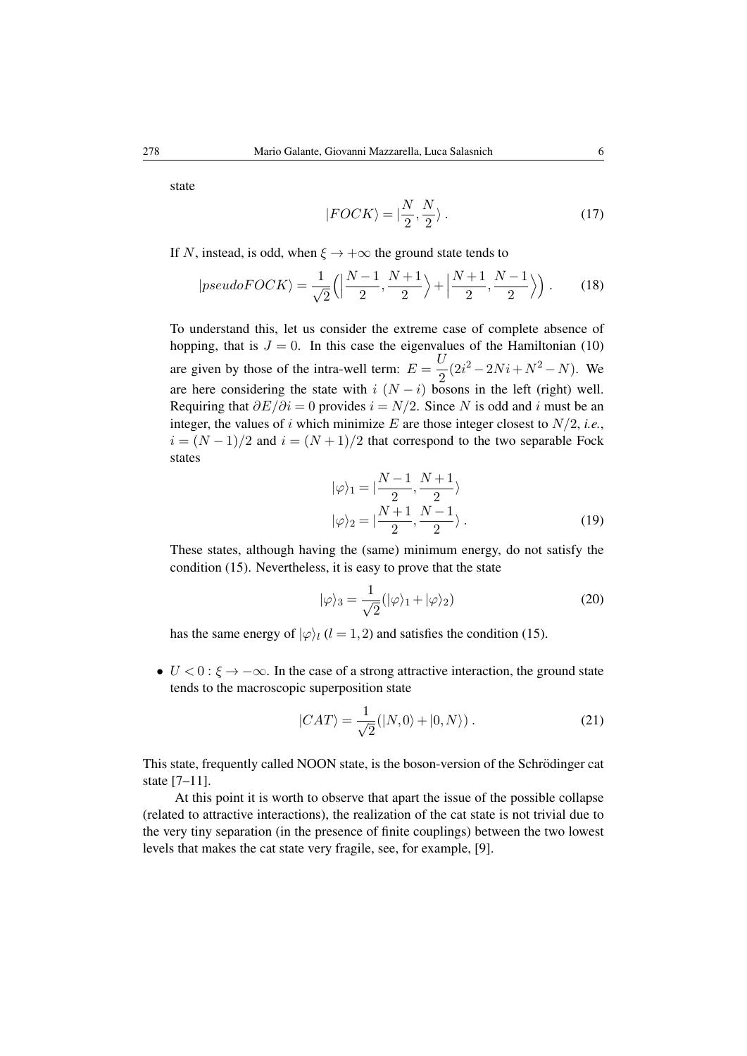state

$$|FOCK\rangle = |\frac{N}{2}, \frac{N}{2}\rangle \,. \tag{17}$$

If $N$, instead, is odd, when $\xi \to +\infty$ the ground state tends to

$$|pseudoFOCK\rangle = \frac{1}{\sqrt{2}}\Big(\Big|\frac{N-1}{2}, \frac{N+1}{2}\Big\rangle + \Big|\frac{N+1}{2}, \frac{N-1}{2}\Big\rangle\Big) \,. \tag{18}$$

To understand this, let us consider the extreme case of complete absence of hopping, that is $J = 0$. In this case the eigenvalues of the Hamiltonian (10) are given by those of the intra-well term: $E = \frac{U}{2}(2i^2 - 2Ni + N^2 - N)$. We are here considering the state with $i$ $(N-i)$ bosons in the left (right) well. Requiring that $\partial E/\partial i = 0$ provides $i = N/2$. Since $N$ is odd and $i$ must be an integer, the values of $i$ which minimize $E$ are those integer closest to $N/2$, *i.e.*, $i = (N-1)/2$ and $i = (N+1)/2$ that correspond to the two separable Fock states

$$\begin{aligned} |\varphi\rangle_1 &= |\frac{N-1}{2}, \frac{N+1}{2}\rangle \\ |\varphi\rangle_2 &= |\frac{N+1}{2}, \frac{N-1}{2}\rangle \,. \end{aligned} \tag{19}$$

These states, although having the (same) minimum energy, do not satisfy the condition (15). Nevertheless, it is easy to prove that the state

$$|\varphi\rangle_3 = \frac{1}{\sqrt{2}}(|\varphi\rangle_1 + |\varphi\rangle_2) \tag{20}$$

has the same energy of $|\varphi\rangle_l$ $(l = 1,2)$ and satisfies the condition (15).

- $U < 0 : \xi \to -\infty$. In the case of a strong attractive interaction, the ground state tends to the macroscopic superposition state

$$|CAT\rangle = \frac{1}{\sqrt{2}}(|N,0\rangle + |0,N\rangle) \,. \tag{21}$$

This state, frequently called NOON state, is the boson-version of the Schrödinger cat state [7–11].

At this point it is worth to observe that apart the issue of the possible collapse (related to attractive interactions), the realization of the cat state is not trivial due to the very tiny separation (in the presence of finite couplings) between the two lowest levels that makes the cat state very fragile, see, for example, [9].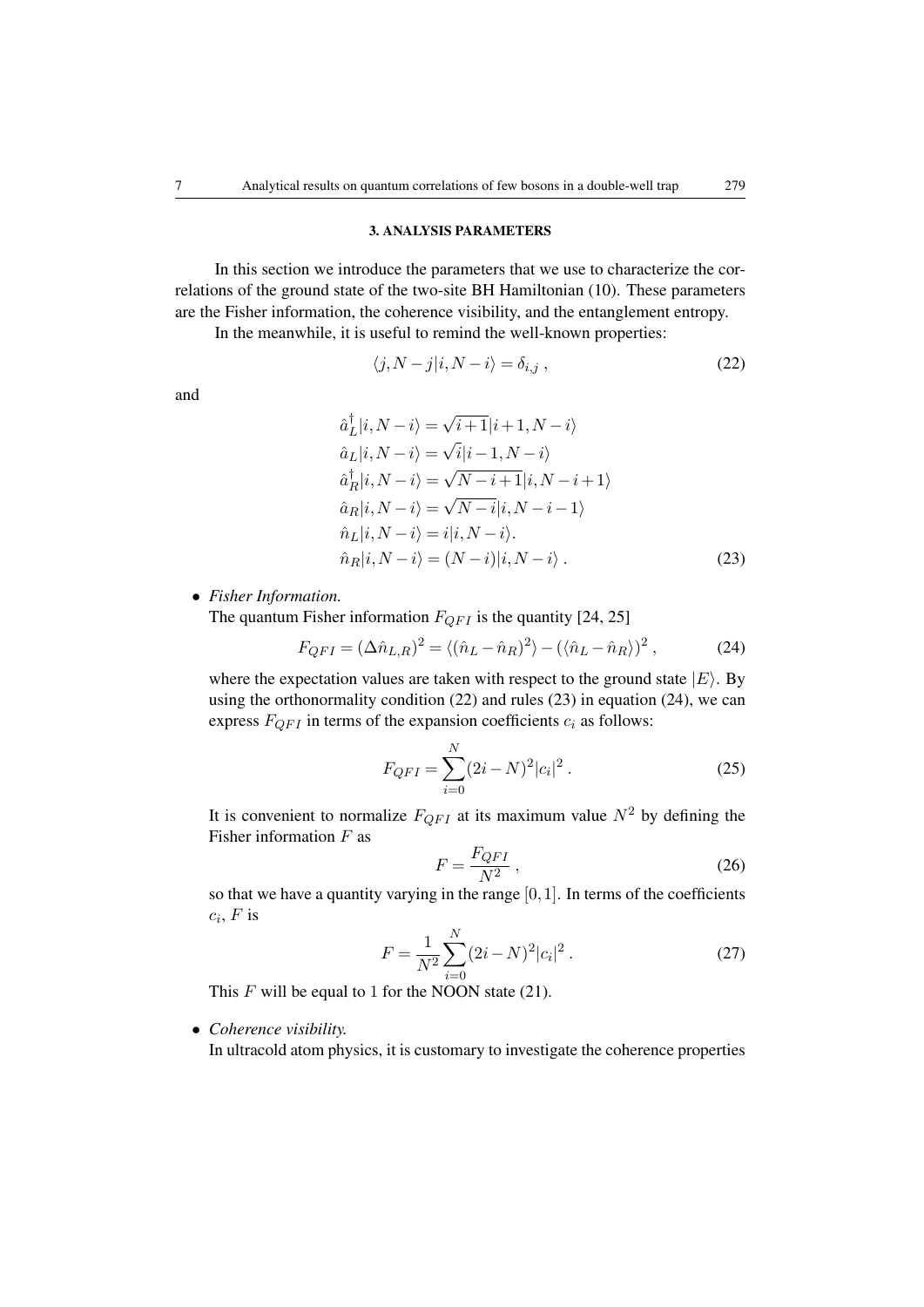## 3. ANALYSIS PARAMETERS

In this section we introduce the parameters that we use to characterize the correlations of the ground state of the two-site BH Hamiltonian (10). These parameters are the Fisher information, the coherence visibility, and the entanglement entropy.

In the meanwhile, it is useful to remind the well-known properties:

$$\langle j, N-j | i, N-i \rangle = \delta_{i,j} \,, \tag{22}$$

and

$$\begin{aligned}
\hat{a}_L^\dagger |i, N-i\rangle &= \sqrt{i+1}|i+1, N-i\rangle \\
\hat{a}_L |i, N-i\rangle &= \sqrt{i}|i-1, N-i\rangle \\
\hat{a}_R^\dagger |i, N-i\rangle &= \sqrt{N-i+1}|i, N-i+1\rangle \\
\hat{a}_R |i, N-i\rangle &= \sqrt{N-i}|i, N-i-1\rangle \\
\hat{n}_L |i, N-i\rangle &= i|i, N-i\rangle. \\
\hat{n}_R |i, N-i\rangle &= (N-i)|i, N-i\rangle \,.
\end{aligned} \tag{23}$$

- *Fisher Information.*
  The quantum Fisher information $F_{QFI}$ is the quantity [24, 25]

  $$F_{QFI} = (\Delta \hat{n}_{L,R})^2 = \langle (\hat{n}_L - \hat{n}_R)^2 \rangle - (\langle \hat{n}_L - \hat{n}_R \rangle)^2 \,, \tag{24}$$

  where the expectation values are taken with respect to the ground state $|E\rangle$. By using the orthonormality condition (22) and rules (23) in equation (24), we can express $F_{QFI}$ in terms of the expansion coefficients $c_i$ as follows:

  $$F_{QFI} = \sum_{i=0}^{N} (2i - N)^2 |c_i|^2 \,. \tag{25}$$

  It is convenient to normalize $F_{QFI}$ at its maximum value $N^2$ by defining the Fisher information $F$ as

  $$F = \frac{F_{QFI}}{N^2} \,, \tag{26}$$

  so that we have a quantity varying in the range $[0,1]$. In terms of the coefficients $c_i$, $F$ is

  $$F = \frac{1}{N^2} \sum_{i=0}^{N} (2i - N)^2 |c_i|^2 \,. \tag{27}$$

  This $F$ will be equal to 1 for the NOON state (21).

- *Coherence visibility.*
  In ultracold atom physics, it is customary to investigate the coherence properties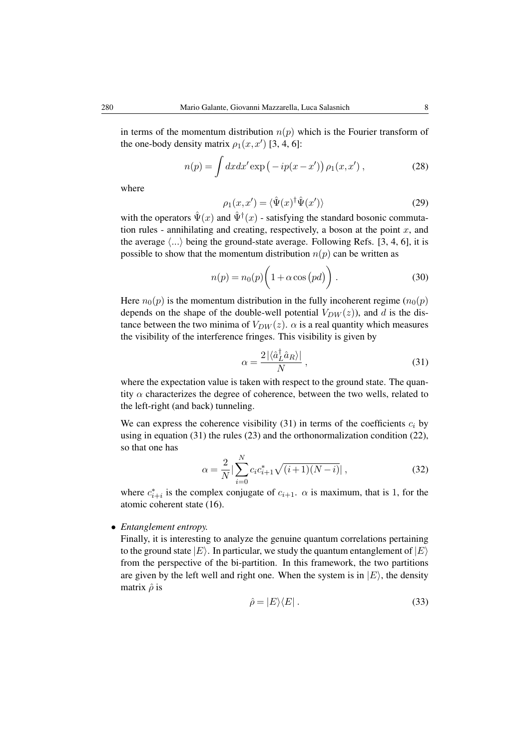in terms of the momentum distribution $n(p)$ which is the Fourier transform of the one-body density matrix $\rho_1(x,x')$ [3, 4, 6]:

$$
n(p) = \int dx dx' \exp\big(-ip(x-x')\big)\,\rho_1(x,x')\,, \tag{28}
$$

where

$$
\rho_1(x,x') = \langle \hat{\Psi}(x)^\dagger \hat{\Psi}(x') \rangle \tag{29}
$$

with the operators $\hat{\Psi}(x)$ and $\hat{\Psi}^\dagger(x)$ - satisfying the standard bosonic commutation rules - annihilating and creating, respectively, a boson at the point $x$, and the average $\langle ... \rangle$ being the ground-state average. Following Refs. [3, 4, 6], it is possible to show that the momentum distribution $n(p)$ can be written as

$$
n(p) = n_0(p)\bigg(1 + \alpha\cos\big(pd\big)\bigg)\,. \tag{30}
$$

Here $n_0(p)$ is the momentum distribution in the fully incoherent regime ($n_0(p)$ depends on the shape of the double-well potential $V_{DW}(z)$), and $d$ is the distance between the two minima of $V_{DW}(z)$. $\alpha$ is a real quantity which measures the visibility of the interference fringes. This visibility is given by

$$
\alpha = \frac{2|\langle \hat{a}_L^\dagger \hat{a}_R \rangle|}{N}\,, \tag{31}
$$

where the expectation value is taken with respect to the ground state. The quantity $\alpha$ characterizes the degree of coherence, between the two wells, related to the left-right (and back) tunneling.

We can express the coherence visibility (31) in terms of the coefficients $c_i$ by using in equation (31) the rules (23) and the orthonormalization condition (22), so that one has

$$
\alpha = \frac{2}{N}|\sum_{i=0}^{N} c_i c_{i+1}^* \sqrt{(i+1)(N-i)}|\,, \tag{32}
$$

where $c_{i+i}^*$ is the complex conjugate of $c_{i+1}$. $\alpha$ is maximum, that is 1, for the atomic coherent state (16).

- *Entanglement entropy.*
  Finally, it is interesting to analyze the genuine quantum correlations pertaining to the ground state $|E\rangle$. In particular, we study the quantum entanglement of $|E\rangle$ from the perspective of the bi-partition. In this framework, the two partitions are given by the left well and right one. When the system is in $|E\rangle$, the density matrix $\hat{\rho}$ is

$$
\hat{\rho} = |E\rangle\langle E|\,. \tag{33}
$$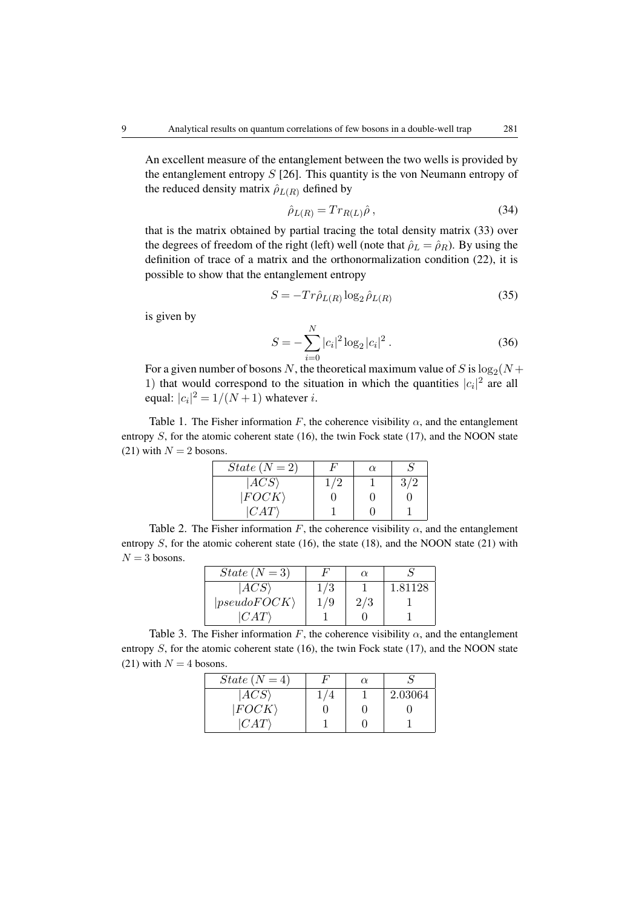An excellent measure of the entanglement between the two wells is provided by the entanglement entropy $S$ [26]. This quantity is the von Neumann entropy of the reduced density matrix $\hat{\rho}_{L(R)}$ defined by

$$\hat{\rho}_{L(R)} = Tr_{R(L)}\hat{\rho}\,, \tag{34}$$

that is the matrix obtained by partial tracing the total density matrix (33) over the degrees of freedom of the right (left) well (note that $\hat{\rho}_L = \hat{\rho}_R$). By using the definition of trace of a matrix and the orthonormalization condition (22), it is possible to show that the entanglement entropy

$$S = -Tr\hat{\rho}_{L(R)} \log_2 \hat{\rho}_{L(R)} \tag{35}$$

is given by

$$S = -\sum_{i=0}^{N} |c_i|^2 \log_2 |c_i|^2 \,. \tag{36}$$

For a given number of bosons $N$, the theoretical maximum value of $S$ is $\log_2(N+1)$ that would correspond to the situation in which the quantities $|c_i|^2$ are all equal: $|c_i|^2 = 1/(N+1)$ whatever $i$.

Table 1. The Fisher information $F$, the coherence visibility $\alpha$, and the entanglement entropy $S$, for the atomic coherent state (16), the twin Fock state (17), and the NOON state (21) with $N = 2$ bosons.

| $State\ (N=2)$ | $F$ | $\alpha$ | $S$ |
|---|---|---|---|
| $\lvert ACS\rangle$ | $1/2$ | $1$ | $3/2$ |
| $\lvert FOCK\rangle$ | $0$ | $0$ | $0$ |
| $\lvert CAT\rangle$ | $1$ | $0$ | $1$ |

Table 2. The Fisher information $F$, the coherence visibility $\alpha$, and the entanglement entropy $S$, for the atomic coherent state (16), the state (18), and the NOON state (21) with $N = 3$ bosons.

| $State\ (N=3)$ | $F$ | $\alpha$ | $S$ |
|---|---|---|---|
| $\lvert ACS\rangle$ | $1/3$ | $1$ | $1.81128$ |
| $\lvert pseudoFOCK\rangle$ | $1/9$ | $2/3$ | $1$ |
| $\lvert CAT\rangle$ | $1$ | $0$ | $1$ |

Table 3. The Fisher information $F$, the coherence visibility $\alpha$, and the entanglement entropy $S$, for the atomic coherent state (16), the twin Fock state (17), and the NOON state (21) with $N = 4$ bosons.

| $State\ (N=4)$ | $F$ | $\alpha$ | $S$ |
|---|---|---|---|
| $\lvert ACS\rangle$ | $1/4$ | $1$ | $2.03064$ |
| $\lvert FOCK\rangle$ | $0$ | $0$ | $0$ |
| $\lvert CAT\rangle$ | $1$ | $0$ | $1$ |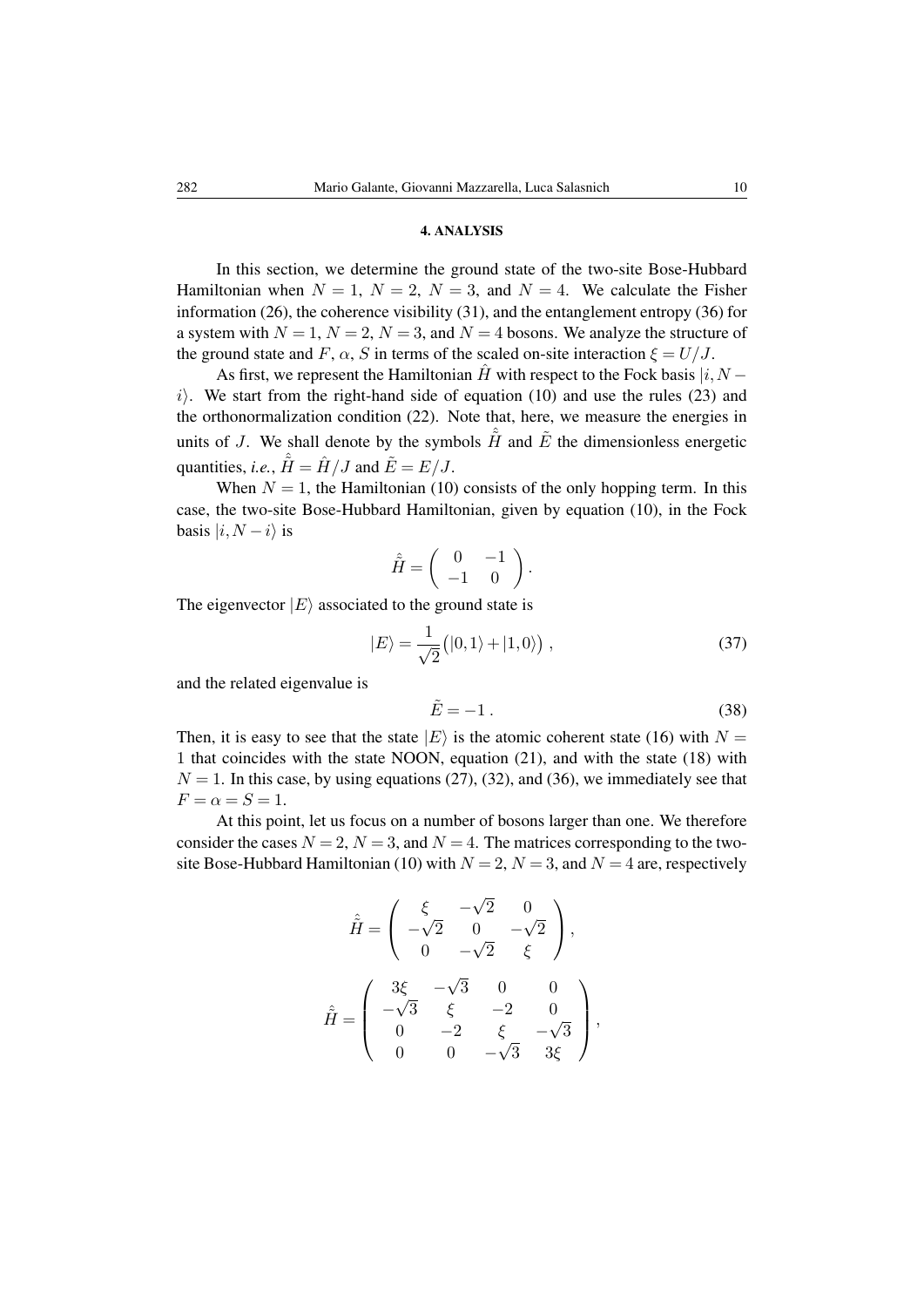### 4. ANALYSIS

In this section, we determine the ground state of the two-site Bose-Hubbard Hamiltonian when $N = 1$, $N = 2$, $N = 3$, and $N = 4$. We calculate the Fisher information (26), the coherence visibility (31), and the entanglement entropy (36) for a system with $N = 1$, $N = 2$, $N = 3$, and $N = 4$ bosons. We analyze the structure of the ground state and $F$, $\alpha$, $S$ in terms of the scaled on-site interaction $\xi = U/J$.

As first, we represent the Hamiltonian $\hat{H}$ with respect to the Fock basis $|i, N - i\rangle$. We start from the right-hand side of equation (10) and use the rules (23) and the orthonormalization condition (22). Note that, here, we measure the energies in units of $J$. We shall denote by the symbols $\hat{\tilde{H}}$ and $\tilde{E}$ the dimensionless energetic quantities, *i.e.*, $\hat{\tilde{H}} = \hat{H}/J$ and $\tilde{E} = E/J$.

When $N = 1$, the Hamiltonian (10) consists of the only hopping term. In this case, the two-site Bose-Hubbard Hamiltonian, given by equation (10), in the Fock basis $|i, N - i\rangle$ is

$$\hat{\tilde{H}} = \begin{pmatrix} 0 & -1 \\ -1 & 0 \end{pmatrix}.$$

The eigenvector $|E\rangle$ associated to the ground state is

$$|E\rangle = \frac{1}{\sqrt{2}}\big(|0,1\rangle + |1,0\rangle\big)\,, \tag{37}$$

and the related eigenvalue is

$$\tilde{E} = -1\,. \tag{38}$$

Then, it is easy to see that the state $|E\rangle$ is the atomic coherent state (16) with $N = 1$ that coincides with the state NOON, equation (21), and with the state (18) with $N = 1$. In this case, by using equations (27), (32), and (36), we immediately see that $F = \alpha = S = 1$.

At this point, let us focus on a number of bosons larger than one. We therefore consider the cases $N = 2$, $N = 3$, and $N = 4$. The matrices corresponding to the two-site Bose-Hubbard Hamiltonian (10) with $N = 2$, $N = 3$, and $N = 4$ are, respectively

$$\hat{\tilde{H}} = \begin{pmatrix} \xi & -\sqrt{2} & 0 \\ -\sqrt{2} & 0 & -\sqrt{2} \\ 0 & -\sqrt{2} & \xi \end{pmatrix},$$

$$\hat{\tilde{H}} = \begin{pmatrix} 3\xi & -\sqrt{3} & 0 & 0 \\ -\sqrt{3} & \xi & -2 & 0 \\ 0 & -2 & \xi & -\sqrt{3} \\ 0 & 0 & -\sqrt{3} & 3\xi \end{pmatrix},$$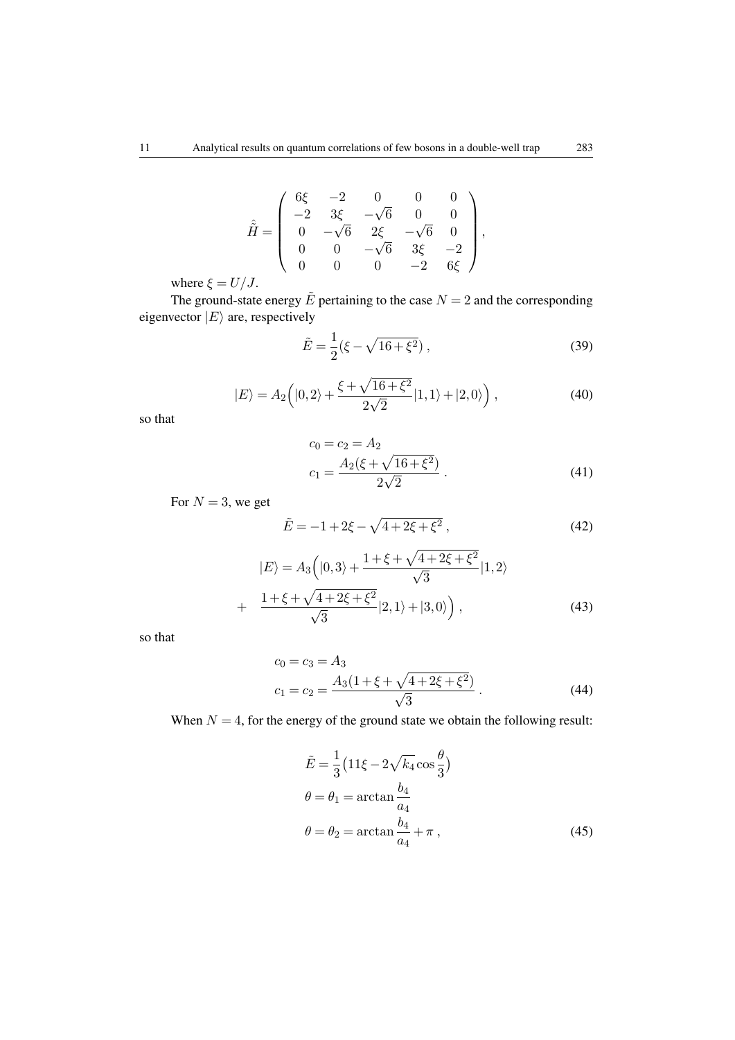$$\hat{\tilde{H}} = \begin{pmatrix} 6\xi & -2 & 0 & 0 & 0 \\ -2 & 3\xi & -\sqrt{6} & 0 & 0 \\ 0 & -\sqrt{6} & 2\xi & -\sqrt{6} & 0 \\ 0 & 0 & -\sqrt{6} & 3\xi & -2 \\ 0 & 0 & 0 & -2 & 6\xi \end{pmatrix},$$

where $\xi = U/J$.

The ground-state energy $\tilde{E}$ pertaining to the case $N = 2$ and the corresponding eigenvector $|E\rangle$ are, respectively

$$\tilde{E} = \frac{1}{2}(\xi - \sqrt{16+\xi^2}), \tag{39}$$

$$|E\rangle = A_2\Big(|0,2\rangle + \frac{\xi + \sqrt{16+\xi^2}}{2\sqrt{2}}|1,1\rangle + |2,0\rangle\Big), \tag{40}$$

so that

$$\begin{aligned} c_0 = c_2 &= A_2 \\ c_1 &= \frac{A_2(\xi + \sqrt{16+\xi^2})}{2\sqrt{2}}. \end{aligned} \tag{41}$$

For $N = 3$, we get

$$\tilde{E} = -1 + 2\xi - \sqrt{4 + 2\xi + \xi^2}, \tag{42}$$

$$\begin{aligned} |E\rangle &= A_3\Big(|0,3\rangle + \frac{1+\xi+\sqrt{4+2\xi+\xi^2}}{\sqrt{3}}|1,2\rangle \\ &+ \frac{1+\xi+\sqrt{4+2\xi+\xi^2}}{\sqrt{3}}|2,1\rangle + |3,0\rangle\Big), \end{aligned} \tag{43}$$

so that

$$\begin{aligned} c_0 = c_3 &= A_3 \\ c_1 = c_2 &= \frac{A_3(1+\xi+\sqrt{4+2\xi+\xi^2})}{\sqrt{3}}. \end{aligned} \tag{44}$$

When $N = 4$, for the energy of the ground state we obtain the following result:

$$\begin{aligned} \tilde{E} &= \frac{1}{3}\big(11\xi - 2\sqrt{k_4}\cos\frac{\theta}{3}\big) \\ \theta = \theta_1 &= \arctan\frac{b_4}{a_4} \\ \theta = \theta_2 &= \arctan\frac{b_4}{a_4} + \pi, \end{aligned} \tag{45}$$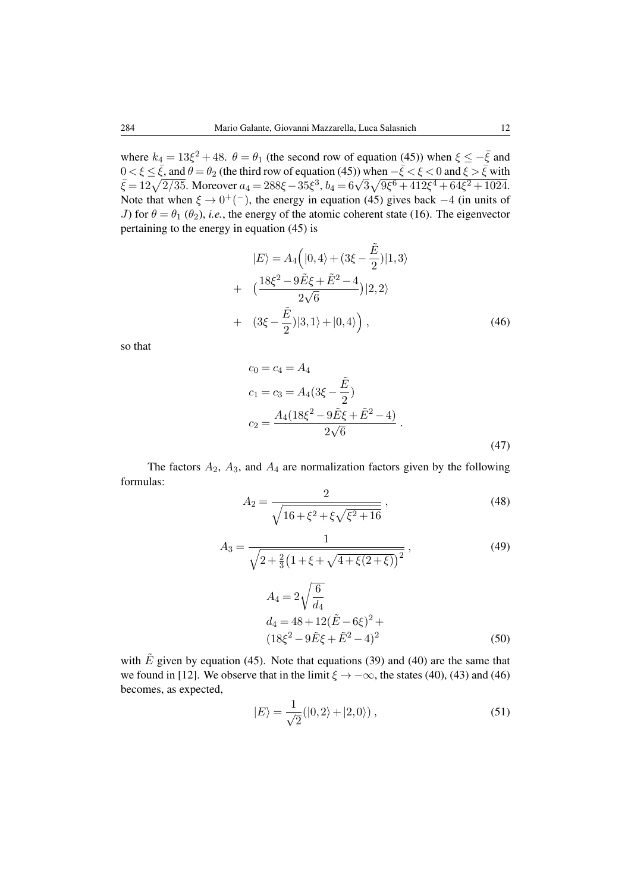where $k_4 = 13\xi^2 + 48$. $\theta = \theta_1$ (the second row of equation (45)) when $\xi \leq -\bar{\xi}$ and $0 < \xi \leq \bar{\xi}$, and $\theta = \theta_2$ (the third row of equation (45)) when $-\bar{\xi} < \xi < 0$ and $\xi > \bar{\xi}$ with $\bar{\xi} = 12\sqrt{2/35}$. Moreover $a_4 = 288\xi - 35\xi^3$, $b_4 = 6\sqrt{3}\sqrt{9\xi^6 + 412\xi^4 + 64\xi^2 + 1024}$. Note that when $\xi \to 0^{+}(^{-})$, the energy in equation (45) gives back $-4$ (in units of $J$) for $\theta = \theta_1$ ($\theta_2$), *i.e.*, the energy of the atomic coherent state (16). The eigenvector pertaining to the energy in equation (45) is

$$
\begin{aligned}
|E\rangle &= A_4\Big(|0,4\rangle + (3\xi - \frac{\tilde{E}}{2})|1,3\rangle \\
&+ \ (\frac{18\xi^2 - 9\tilde{E}\xi + \tilde{E}^2 - 4}{2\sqrt{6}})|2,2\rangle \\
&+ \ (3\xi - \frac{\tilde{E}}{2})|3,1\rangle + |0,4\rangle\Big) \,, 
\end{aligned} \tag{46}
$$

so that

$$
\begin{aligned}
c_0 &= c_4 = A_4 \\
c_1 &= c_3 = A_4(3\xi - \frac{\tilde{E}}{2}) \\
c_2 &= \frac{A_4(18\xi^2 - 9\tilde{E}\xi + \tilde{E}^2 - 4)}{2\sqrt{6}} \,.
\end{aligned} \tag{47}
$$

The factors $A_2$, $A_3$, and $A_4$ are normalization factors given by the following formulas:

$$
A_2 = \frac{2}{\sqrt{16 + \xi^2 + \xi\sqrt{\xi^2 + 16}}} \,, \tag{48}
$$

$$
A_3 = \frac{1}{\sqrt{2 + \frac{2}{3}\big(1 + \xi + \sqrt{4 + \xi(2+\xi)}\big)^2}} \,, \tag{49}
$$

$$
\begin{aligned}
A_4 &= 2\sqrt{\frac{6}{d_4}} \\
d_4 &= 48 + 12(\tilde{E} - 6\xi)^2 + \\
&(18\xi^2 - 9\tilde{E}\xi + \tilde{E}^2 - 4)^2
\end{aligned} \tag{50}
$$

with $\tilde{E}$ given by equation (45). Note that equations (39) and (40) are the same that we found in [12]. We observe that in the limit $\xi \to -\infty$, the states (40), (43) and (46) becomes, as expected,

$$
|E\rangle = \frac{1}{\sqrt{2}}(|0,2\rangle + |2,0\rangle) \,, \tag{51}
$$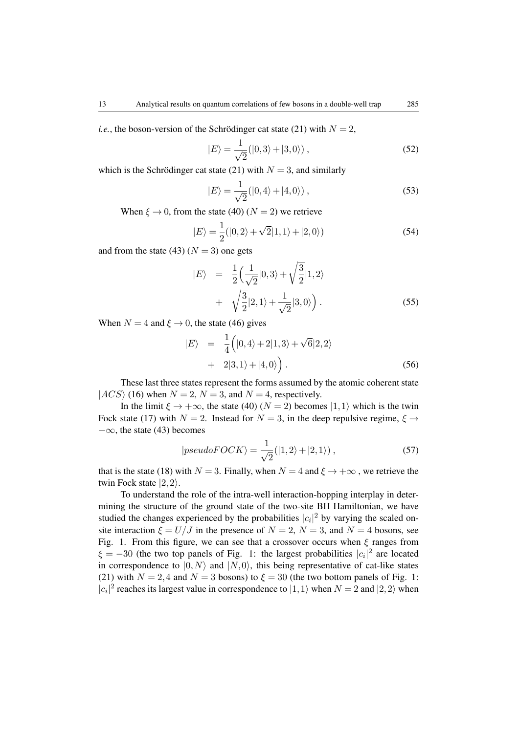*i.e.*, the boson-version of the Schrödinger cat state (21) with $N = 2$,

$$|E\rangle = \frac{1}{\sqrt{2}}(|0,3\rangle + |3,0\rangle)\,, \tag{52}$$

which is the Schrödinger cat state (21) with $N = 3$, and similarly

$$|E\rangle = \frac{1}{\sqrt{2}}(|0,4\rangle + |4,0\rangle)\,, \tag{53}$$

When $\xi \to 0$, from the state (40) ($N = 2$) we retrieve

$$|E\rangle = \frac{1}{2}(|0,2\rangle + \sqrt{2}|1,1\rangle + |2,0\rangle) \tag{54}$$

and from the state (43) ($N = 3$) one gets

$$\begin{aligned} |E\rangle &= \frac{1}{2}\Big(\frac{1}{\sqrt{2}}|0,3\rangle + \sqrt{\frac{3}{2}}|1,2\rangle \\ &+ \sqrt{\frac{3}{2}}|2,1\rangle + \frac{1}{\sqrt{2}}|3,0\rangle\Big)\,. \end{aligned} \tag{55}$$

When $N = 4$ and $\xi \to 0$, the state (46) gives

$$\begin{aligned} |E\rangle &= \frac{1}{4}\Big(|0,4\rangle + 2|1,3\rangle + \sqrt{6}|2,2\rangle \\ &+ 2|3,1\rangle + |4,0\rangle\Big)\,. \end{aligned} \tag{56}$$

These last three states represent the forms assumed by the atomic coherent state $|ACS\rangle$ (16) when $N = 2$, $N = 3$, and $N = 4$, respectively.

In the limit $\xi \to +\infty$, the state (40) ($N = 2$) becomes $|1,1\rangle$ which is the twin Fock state (17) with $N = 2$. Instead for $N = 3$, in the deep repulsive regime, $\xi \to +\infty$, the state (43) becomes

$$|pseudoFOCK\rangle = \frac{1}{\sqrt{2}}(|1,2\rangle + |2,1\rangle)\,, \tag{57}$$

that is the state (18) with $N = 3$. Finally, when $N = 4$ and $\xi \to +\infty$ , we retrieve the twin Fock state $|2,2\rangle$.

To understand the role of the intra-well interaction-hopping interplay in determining the structure of the ground state of the two-site BH Hamiltonian, we have studied the changes experienced by the probabilities $|c_i|^2$ by varying the scaled on-site interaction $\xi = U/J$ in the presence of $N = 2$, $N = 3$, and $N = 4$ bosons, see Fig. 1. From this figure, we can see that a crossover occurs when $\xi$ ranges from $\xi = -30$ (the two top panels of Fig. 1: the largest probabilities $|c_i|^2$ are located in correspondence to $|0,N\rangle$ and $|N,0\rangle$, this being representative of cat-like states (21) with $N = 2,4$ and $N = 3$ bosons) to $\xi = 30$ (the two bottom panels of Fig. 1: $|c_i|^2$ reaches its largest value in correspondence to $|1,1\rangle$ when $N = 2$ and $|2,2\rangle$ when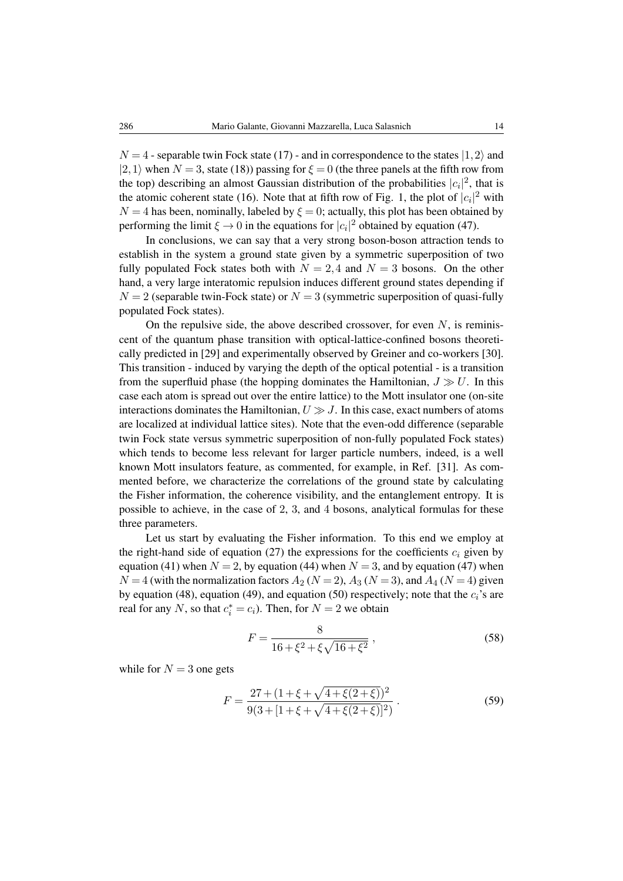$N = 4$ - separable twin Fock state (17) - and in correspondence to the states $|1,2\rangle$ and $|2,1\rangle$ when $N = 3$, state (18)) passing for $\xi = 0$ (the three panels at the fifth row from the top) describing an almost Gaussian distribution of the probabilities $|c_i|^2$, that is the atomic coherent state (16). Note that at fifth row of Fig. 1, the plot of $|c_i|^2$ with $N = 4$ has been, nominally, labeled by $\xi = 0$; actually, this plot has been obtained by performing the limit $\xi \to 0$ in the equations for $|c_i|^2$ obtained by equation (47).

In conclusions, we can say that a very strong boson-boson attraction tends to establish in the system a ground state given by a symmetric superposition of two fully populated Fock states both with $N = 2, 4$ and $N = 3$ bosons. On the other hand, a very large interatomic repulsion induces different ground states depending if $N = 2$ (separable twin-Fock state) or $N = 3$ (symmetric superposition of quasi-fully populated Fock states).

On the repulsive side, the above described crossover, for even $N$, is reminiscent of the quantum phase transition with optical-lattice-confined bosons theoretically predicted in [29] and experimentally observed by Greiner and co-workers [30]. This transition - induced by varying the depth of the optical potential - is a transition from the superfluid phase (the hopping dominates the Hamiltonian, $J \gg U$. In this case each atom is spread out over the entire lattice) to the Mott insulator one (on-site interactions dominates the Hamiltonian, $U \gg J$. In this case, exact numbers of atoms are localized at individual lattice sites). Note that the even-odd difference (separable twin Fock state versus symmetric superposition of non-fully populated Fock states) which tends to become less relevant for larger particle numbers, indeed, is a well known Mott insulators feature, as commented, for example, in Ref. [31]. As commented before, we characterize the correlations of the ground state by calculating the Fisher information, the coherence visibility, and the entanglement entropy. It is possible to achieve, in the case of 2, 3, and 4 bosons, analytical formulas for these three parameters.

Let us start by evaluating the Fisher information. To this end we employ at the right-hand side of equation (27) the expressions for the coefficients $c_i$ given by equation (41) when $N = 2$, by equation (44) when $N = 3$, and by equation (47) when $N = 4$ (with the normalization factors $A_2$ ($N = 2$), $A_3$ ($N = 3$), and $A_4$ ($N = 4$) given by equation (48), equation (49), and equation (50) respectively; note that the $c_i$'s are real for any $N$, so that $c_i^* = c_i$). Then, for $N = 2$ we obtain

$$F = \frac{8}{16 + \xi^2 + \xi\sqrt{16 + \xi^2}} \, , \tag{58}$$

while for $N = 3$ one gets

$$F = \frac{27 + (1 + \xi + \sqrt{4 + \xi(2 + \xi)})^2}{9(3 + [1 + \xi + \sqrt{4 + \xi(2 + \xi)}]^2)} \, . \tag{59}$$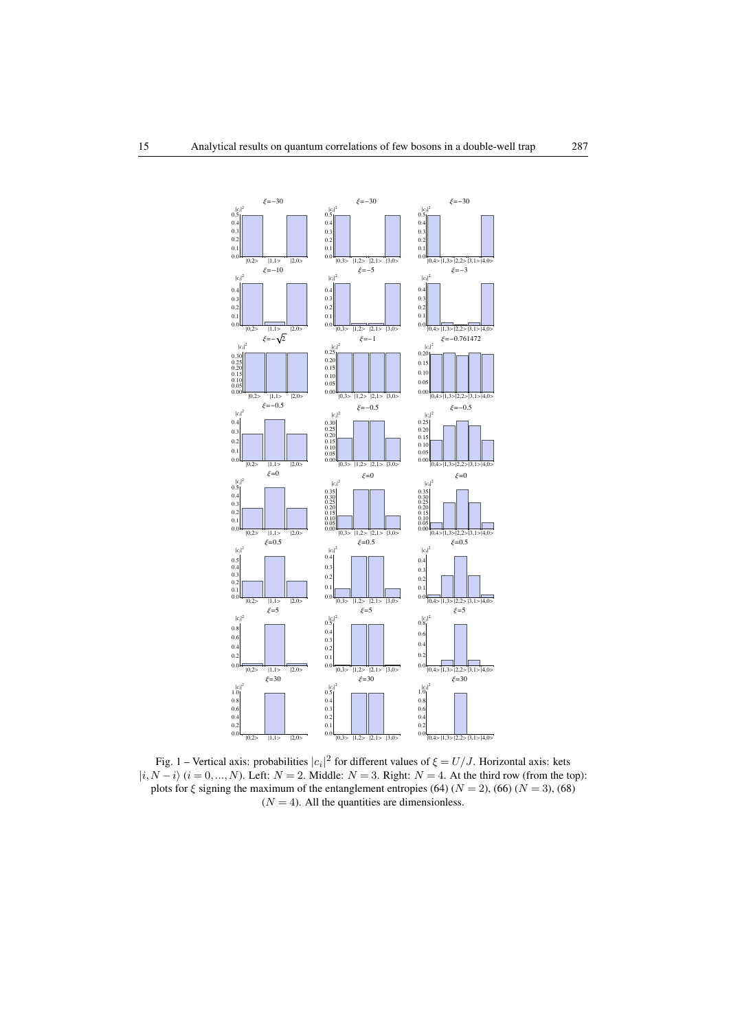Fig. 1 – Vertical axis: probabilities $|c_i|^2$ for different values of $\xi = U/J$. Horizontal axis: kets $|i, N-i\rangle$ ($i = 0, ..., N$). Left: $N = 2$. Middle: $N = 3$. Right: $N = 4$. At the third row (from the top): plots for $\xi$ signing the maximum of the entanglement entropies (64) ($N = 2$), (66) ($N = 3$), (68) ($N = 4$). All the quantities are dimensionless.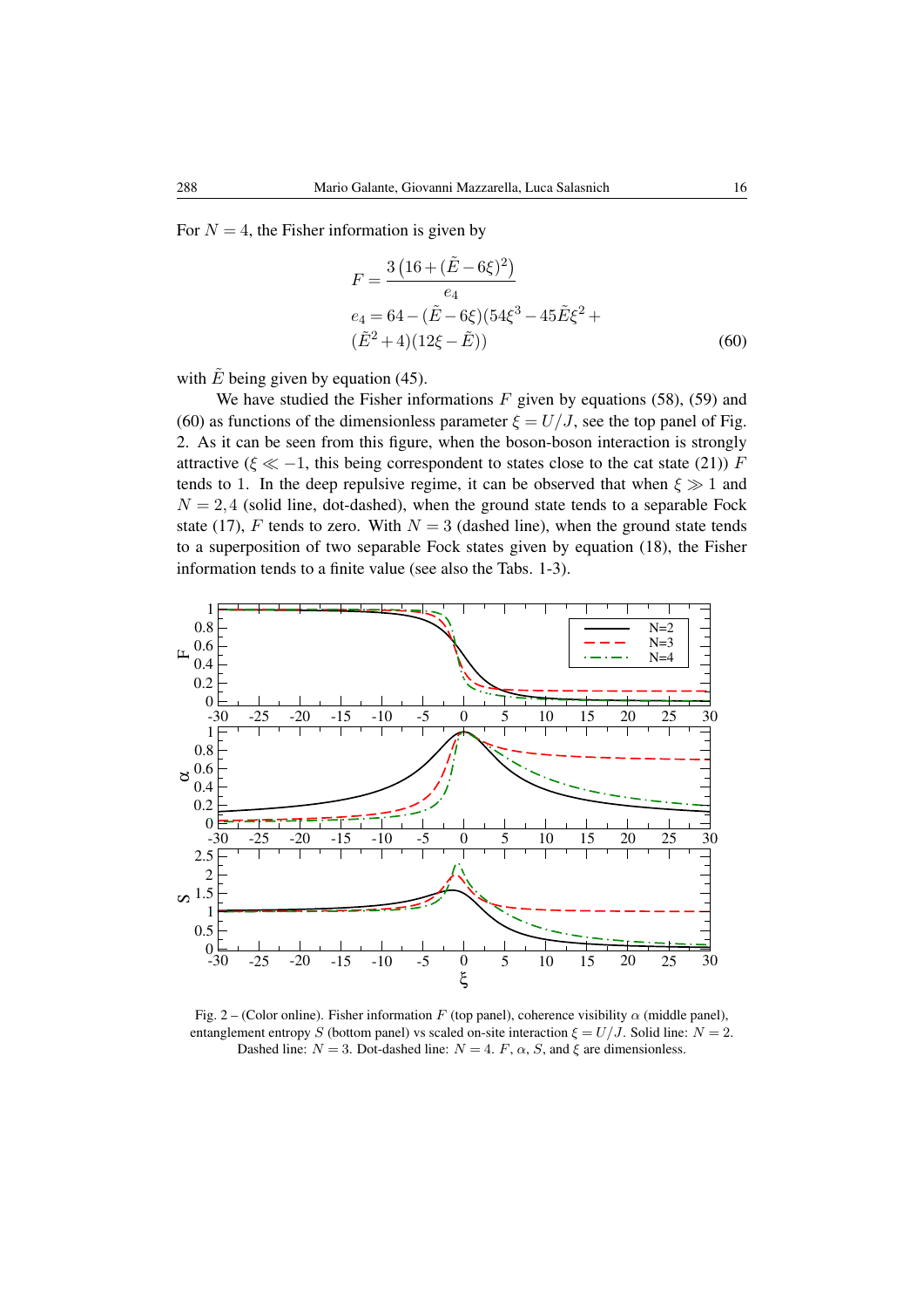For $N = 4$, the Fisher information is given by

$$
\begin{aligned}
F &= \frac{3\left(16+(\tilde{E}-6\xi)^2\right)}{e_4} \\
e_4 &= 64-(\tilde{E}-6\xi)(54\xi^3-45\tilde{E}\xi^2+ \\
&(\tilde{E}^2+4)(12\xi-\tilde{E}))
\end{aligned} \tag{60}
$$

with $\tilde{E}$ being given by equation (45).

We have studied the Fisher informations $F$ given by equations (58), (59) and (60) as functions of the dimensionless parameter $\xi = U/J$, see the top panel of Fig. 2. As it can be seen from this figure, when the boson-boson interaction is strongly attractive ($\xi \ll -1$, this being correspondent to states close to the cat state (21)) $F$ tends to 1. In the deep repulsive regime, it can be observed that when $\xi \gg 1$ and $N = 2,4$ (solid line, dot-dashed), when the ground state tends to a separable Fock state (17), $F$ tends to zero. With $N = 3$ (dashed line), when the ground state tends to a superposition of two separable Fock states given by equation (18), the Fisher information tends to a finite value (see also the Tabs. 1-3).

Fig. 2 – (Color online). Fisher information $F$ (top panel), coherence visibility $\alpha$ (middle panel), entanglement entropy $S$ (bottom panel) vs scaled on-site interaction $\xi = U/J$. Solid line: $N = 2$. Dashed line: $N = 3$. Dot-dashed line: $N = 4$. $F$, $\alpha$, $S$, and $\xi$ are dimensionless.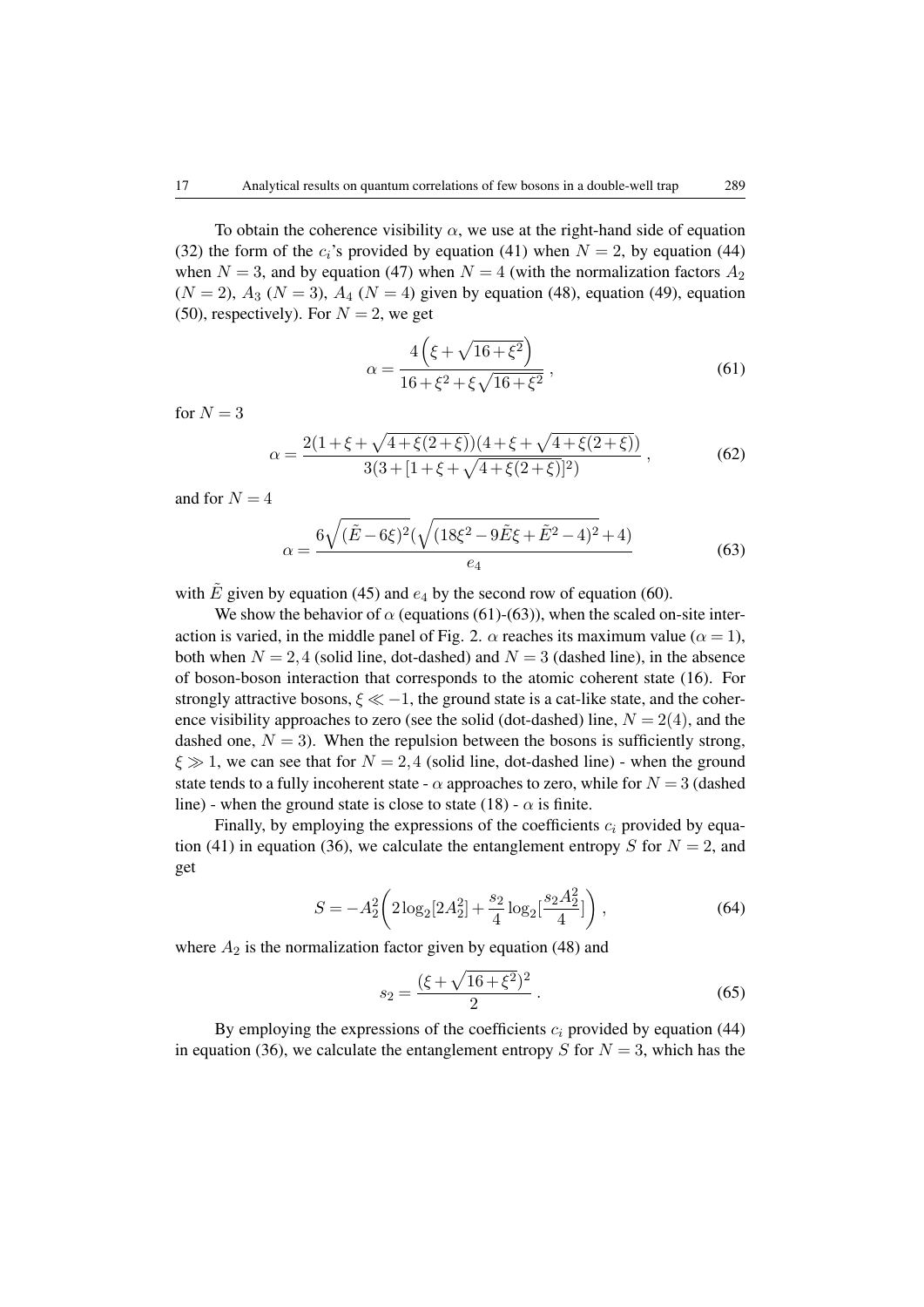To obtain the coherence visibility $\alpha$, we use at the right-hand side of equation (32) the form of the $c_i$'s provided by equation (41) when $N = 2$, by equation (44) when $N = 3$, and by equation (47) when $N = 4$ (with the normalization factors $A_2$ ($N = 2$), $A_3$ ($N = 3$), $A_4$ ($N = 4$) given by equation (48), equation (49), equation (50), respectively). For $N = 2$, we get

$$\alpha = \frac{4\left(\xi + \sqrt{16+\xi^2}\right)}{16+\xi^2+\xi\sqrt{16+\xi^2}} \, , \tag{61}$$

for $N = 3$

$$\alpha = \frac{2(1+\xi+\sqrt{4+\xi(2+\xi)})(4+\xi+\sqrt{4+\xi(2+\xi)})}{3(3+[1+\xi+\sqrt{4+\xi(2+\xi)}]^2)} \, , \tag{62}$$

and for $N = 4$

$$\alpha = \frac{6\sqrt{(\tilde{E}-6\xi)^2}(\sqrt{(18\xi^2-9\tilde{E}\xi+\tilde{E}^2-4)^2}+4)}{e_4} \tag{63}$$

with $\tilde{E}$ given by equation (45) and $e_4$ by the second row of equation (60).

We show the behavior of $\alpha$ (equations (61)-(63)), when the scaled on-site interaction is varied, in the middle panel of Fig. 2. $\alpha$ reaches its maximum value ($\alpha = 1$), both when $N = 2, 4$ (solid line, dot-dashed) and $N = 3$ (dashed line), in the absence of boson-boson interaction that corresponds to the atomic coherent state (16). For strongly attractive bosons, $\xi \ll -1$, the ground state is a cat-like state, and the coherence visibility approaches to zero (see the solid (dot-dashed) line, $N = 2(4)$, and the dashed one, $N = 3$). When the repulsion between the bosons is sufficiently strong, $\xi \gg 1$, we can see that for $N = 2, 4$ (solid line, dot-dashed line) - when the ground state tends to a fully incoherent state - $\alpha$ approaches to zero, while for $N = 3$ (dashed line) - when the ground state is close to state (18) - $\alpha$ is finite.

Finally, by employing the expressions of the coefficients $c_i$ provided by equation (41) in equation (36), we calculate the entanglement entropy $S$ for $N = 2$, and get

$$S = -A_2^2\left(2\log_2[2A_2^2] + \frac{s_2}{4}\log_2[\frac{s_2A_2^2}{4}]\right) , \tag{64}$$

where $A_2$ is the normalization factor given by equation (48) and

$$s_2 = \frac{(\xi+\sqrt{16+\xi^2})^2}{2} \, . \tag{65}$$

By employing the expressions of the coefficients $c_i$ provided by equation (44) in equation (36), we calculate the entanglement entropy $S$ for $N = 3$, which has the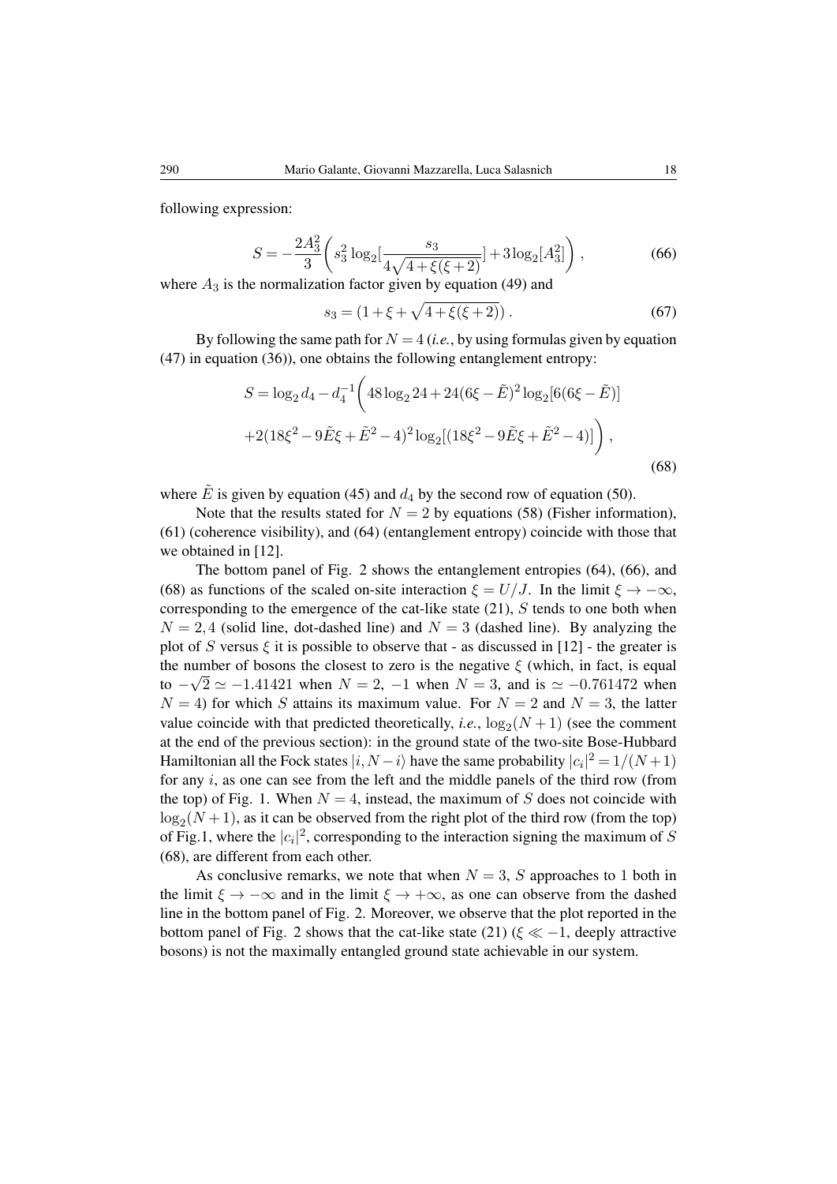following expression:

$$
S = -\frac{2A_3^2}{3}\left( s_3^2 \log_2[\frac{s_3}{4\sqrt{4+\xi(\xi+2)}}] + 3\log_2[A_3^2] \right) , \tag{66}
$$

where $A_3$ is the normalization factor given by equation (49) and

$$
s_3 = (1+\xi+\sqrt{4+\xi(\xi+2)}) . \tag{67}
$$

By following the same path for $N=4$ (*i.e.*, by using formulas given by equation (47) in equation (36)), one obtains the following entanglement entropy:

$$
\begin{aligned}
S = \log_2 d_4 - d_4^{-1}\Bigg( & 48\log_2 24 + 24(6\xi - \tilde{E})^2 \log_2[6(6\xi-\tilde{E})] \\
& + 2(18\xi^2 - 9\tilde{E}\xi + \tilde{E}^2 - 4)^2 \log_2[(18\xi^2 - 9\tilde{E}\xi + \tilde{E}^2 - 4)] \Bigg) ,
\end{aligned} \tag{68}
$$

where $\tilde{E}$ is given by equation (45) and $d_4$ by the second row of equation (50).

Note that the results stated for $N=2$ by equations (58) (Fisher information), (61) (coherence visibility), and (64) (entanglement entropy) coincide with those that we obtained in [12].

The bottom panel of Fig. 2 shows the entanglement entropies (64), (66), and (68) as functions of the scaled on-site interaction $\xi = U/J$. In the limit $\xi \to -\infty$, corresponding to the emergence of the cat-like state (21), $S$ tends to one both when $N=2,4$ (solid line, dot-dashed line) and $N=3$ (dashed line). By analyzing the plot of $S$ versus $\xi$ it is possible to observe that - as discussed in [12] - the greater is the number of bosons the closest to zero is the negative $\xi$ (which, in fact, is equal to $-\sqrt{2} \simeq -1.41421$ when $N=2$, $-1$ when $N=3$, and is $\simeq -0.761472$ when $N=4$) for which $S$ attains its maximum value. For $N=2$ and $N=3$, the latter value coincide with that predicted theoretically, *i.e.*, $\log_2(N+1)$ (see the comment at the end of the previous section): in the ground state of the two-site Bose-Hubbard Hamiltonian all the Fock states $|i, N-i\rangle$ have the same probability $|c_i|^2 = 1/(N+1)$ for any $i$, as one can see from the left and the middle panels of the third row (from the top) of Fig. 1. When $N=4$, instead, the maximum of $S$ does not coincide with $\log_2(N+1)$, as it can be observed from the right plot of the third row (from the top) of Fig.1, where the $|c_i|^2$, corresponding to the interaction signing the maximum of $S$ (68), are different from each other.

As conclusive remarks, we note that when $N=3$, $S$ approaches to 1 both in the limit $\xi \to -\infty$ and in the limit $\xi \to +\infty$, as one can observe from the dashed line in the bottom panel of Fig. 2. Moreover, we observe that the plot reported in the bottom panel of Fig. 2 shows that the cat-like state (21) ($\xi \ll -1$, deeply attractive bosons) is not the maximally entangled ground state achievable in our system.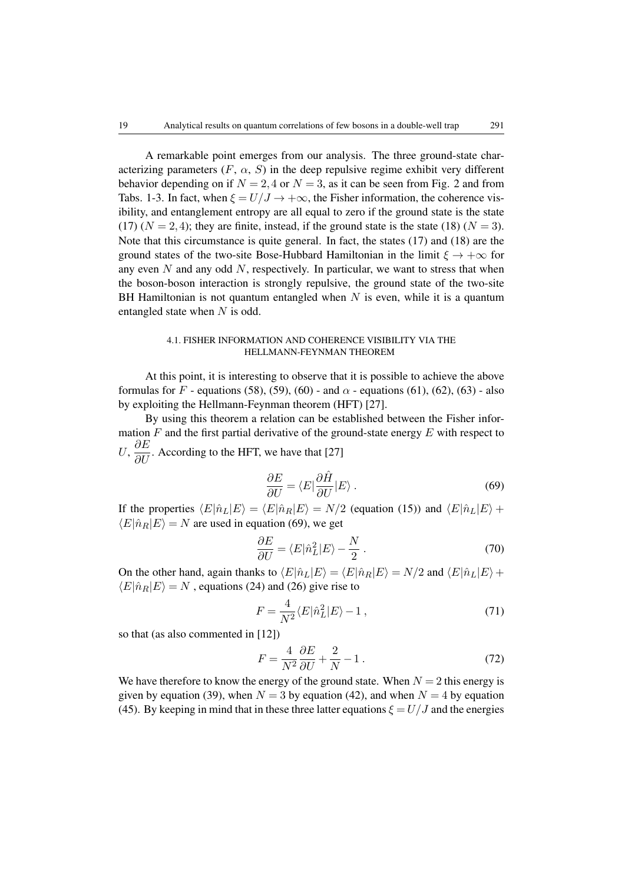A remarkable point emerges from our analysis. The three ground-state characterizing parameters ($F$, $\alpha$, $S$) in the deep repulsive regime exhibit very different behavior depending on if $N = 2, 4$ or $N = 3$, as it can be seen from Fig. 2 and from Tabs. 1-3. In fact, when $\xi = U/J \to +\infty$, the Fisher information, the coherence visibility, and entanglement entropy are all equal to zero if the ground state is the state (17) ($N = 2, 4$); they are finite, instead, if the ground state is the state (18) ($N = 3$). Note that this circumstance is quite general. In fact, the states (17) and (18) are the ground states of the two-site Bose-Hubbard Hamiltonian in the limit $\xi \to +\infty$ for any even $N$ and any odd $N$, respectively. In particular, we want to stress that when the boson-boson interaction is strongly repulsive, the ground state of the two-site BH Hamiltonian is not quantum entangled when $N$ is even, while it is a quantum entangled state when $N$ is odd.

### 4.1. FISHER INFORMATION AND COHERENCE VISIBILITY VIA THE HELLMANN-FEYNMAN THEOREM

At this point, it is interesting to observe that it is possible to achieve the above formulas for $F$ - equations (58), (59), (60) - and $\alpha$ - equations (61), (62), (63) - also by exploiting the Hellmann-Feynman theorem (HFT) [27].

By using this theorem a relation can be established between the Fisher information $F$ and the first partial derivative of the ground-state energy $E$ with respect to $U$, $\dfrac{\partial E}{\partial U}$. According to the HFT, we have that [27]

$$\frac{\partial E}{\partial U} = \langle E | \frac{\partial \hat{H}}{\partial U} | E \rangle \, . \tag{69}$$

If the properties $\langle E|\hat{n}_L|E\rangle = \langle E|\hat{n}_R|E\rangle = N/2$ (equation (15)) and $\langle E|\hat{n}_L|E\rangle + \langle E|\hat{n}_R|E\rangle = N$ are used in equation (69), we get

$$\frac{\partial E}{\partial U} = \langle E|\hat{n}_L^2|E\rangle - \frac{N}{2} \, . \tag{70}$$

On the other hand, again thanks to $\langle E|\hat{n}_L|E\rangle = \langle E|\hat{n}_R|E\rangle = N/2$ and $\langle E|\hat{n}_L|E\rangle + \langle E|\hat{n}_R|E\rangle = N$ , equations (24) and (26) give rise to

$$F = \frac{4}{N^2} \langle E|\hat{n}_L^2|E\rangle - 1 \, , \tag{71}$$

so that (as also commented in [12])

$$F = \frac{4}{N^2} \frac{\partial E}{\partial U} + \frac{2}{N} - 1 \, . \tag{72}$$

We have therefore to know the energy of the ground state. When $N = 2$ this energy is given by equation (39), when $N = 3$ by equation (42), and when $N = 4$ by equation (45). By keeping in mind that in these three latter equations $\xi = U/J$ and the energies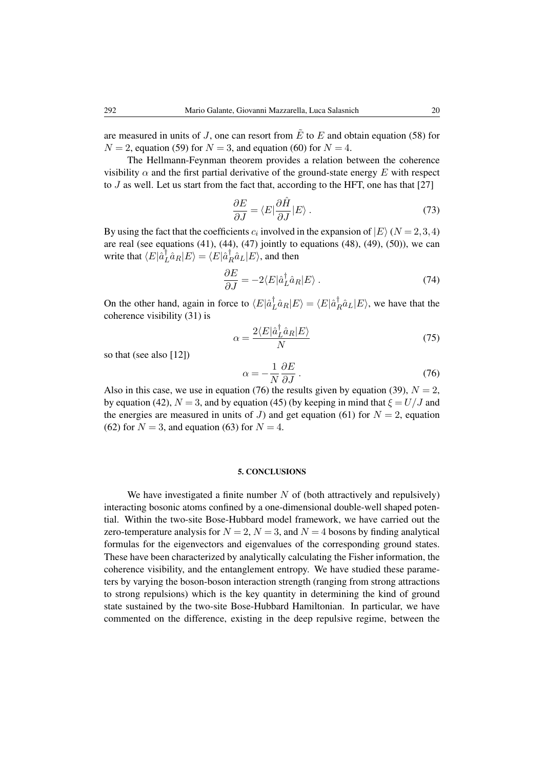are measured in units of $J$, one can resort from $\tilde{E}$ to $E$ and obtain equation (58) for $N = 2$, equation (59) for $N = 3$, and equation (60) for $N = 4$.

The Hellmann-Feynman theorem provides a relation between the coherence visibility $\alpha$ and the first partial derivative of the ground-state energy $E$ with respect to $J$ as well. Let us start from the fact that, according to the HFT, one has that [27]

$$\frac{\partial E}{\partial J} = \langle E|\frac{\partial \hat{H}}{\partial J}|E\rangle \,. \tag{73}$$

By using the fact that the coefficients $c_i$ involved in the expansion of $|E\rangle$ ($N = 2, 3, 4$) are real (see equations (41), (44), (47) jointly to equations (48), (49), (50)), we can write that $\langle E|\hat{a}_L^\dagger \hat{a}_R|E\rangle = \langle E|\hat{a}_R^\dagger \hat{a}_L|E\rangle$, and then

$$\frac{\partial E}{\partial J} = -2\langle E|\hat{a}_L^\dagger \hat{a}_R|E\rangle \,. \tag{74}$$

On the other hand, again in force to $\langle E|\hat{a}_L^\dagger \hat{a}_R|E\rangle = \langle E|\hat{a}_R^\dagger \hat{a}_L|E\rangle$, we have that the coherence visibility (31) is

$$\alpha = \frac{2\langle E|\hat{a}_L^\dagger \hat{a}_R|E\rangle}{N} \tag{75}$$

so that (see also [12])

$$\alpha = -\frac{1}{N}\frac{\partial E}{\partial J} \,. \tag{76}$$

Also in this case, we use in equation (76) the results given by equation (39), $N = 2$, by equation (42), $N = 3$, and by equation (45) (by keeping in mind that $\xi = U/J$ and the energies are measured in units of $J$) and get equation (61) for $N = 2$, equation (62) for $N = 3$, and equation (63) for $N = 4$.

## 5. CONCLUSIONS

We have investigated a finite number $N$ of (both attractively and repulsively) interacting bosonic atoms confined by a one-dimensional double-well shaped potential. Within the two-site Bose-Hubbard model framework, we have carried out the zero-temperature analysis for $N = 2$, $N = 3$, and $N = 4$ bosons by finding analytical formulas for the eigenvectors and eigenvalues of the corresponding ground states. These have been characterized by analytically calculating the Fisher information, the coherence visibility, and the entanglement entropy. We have studied these parameters by varying the boson-boson interaction strength (ranging from strong attractions to strong repulsions) which is the key quantity in determining the kind of ground state sustained by the two-site Bose-Hubbard Hamiltonian. In particular, we have commented on the difference, existing in the deep repulsive regime, between the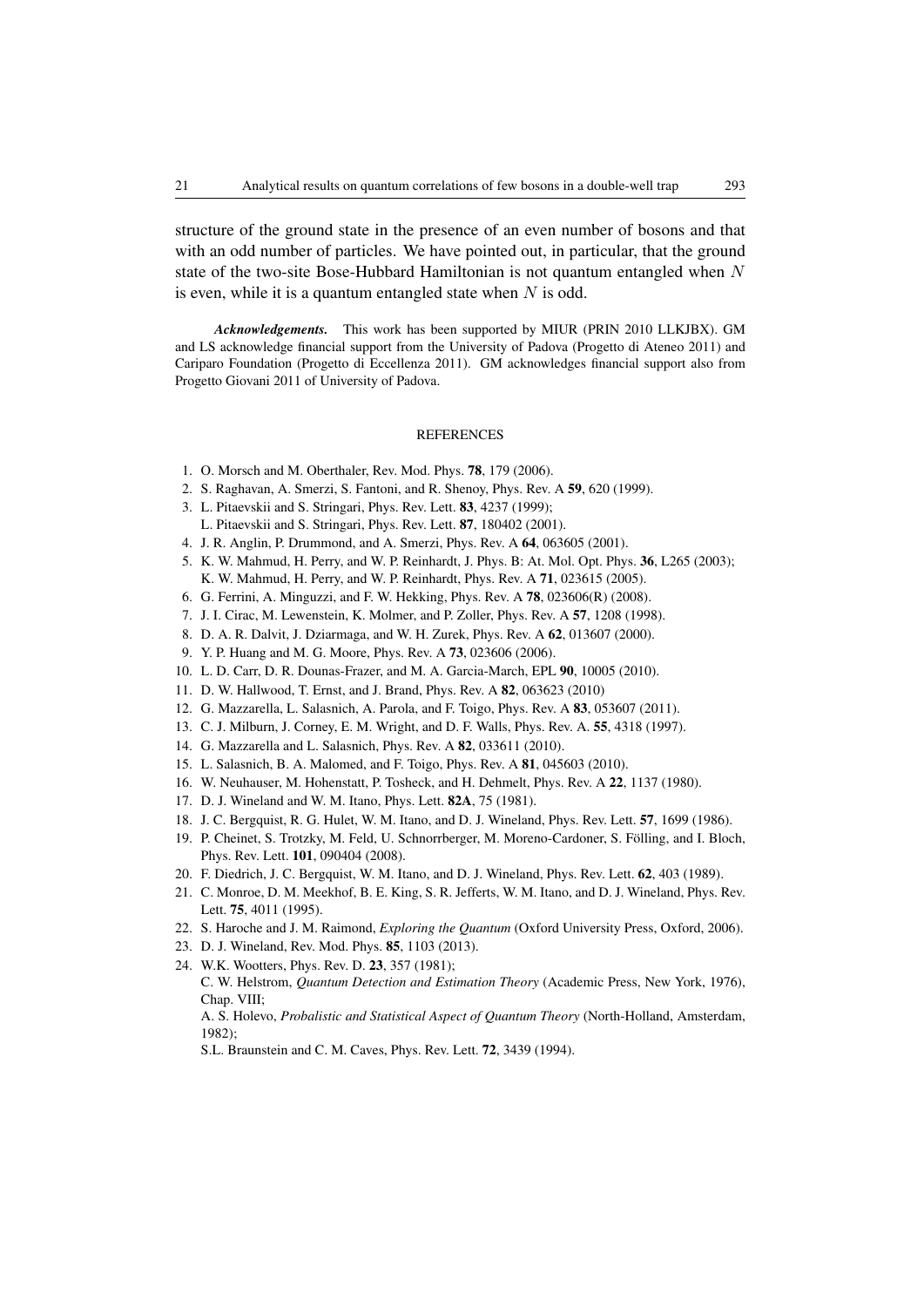structure of the ground state in the presence of an even number of bosons and that with an odd number of particles. We have pointed out, in particular, that the ground state of the two-site Bose-Hubbard Hamiltonian is not quantum entangled when $N$ is even, while it is a quantum entangled state when $N$ is odd.

***Acknowledgements.*** This work has been supported by MIUR (PRIN 2010 LLKJBX). GM and LS acknowledge financial support from the University of Padova (Progetto di Ateneo 2011) and Cariparo Foundation (Progetto di Eccellenza 2011). GM acknowledges financial support also from Progetto Giovani 2011 of University of Padova.

## REFERENCES

1. O. Morsch and M. Oberthaler, Rev. Mod. Phys. **78**, 179 (2006).
2. S. Raghavan, A. Smerzi, S. Fantoni, and R. Shenoy, Phys. Rev. A **59**, 620 (1999).
3. L. Pitaevskii and S. Stringari, Phys. Rev. Lett. **83**, 4237 (1999);
   L. Pitaevskii and S. Stringari, Phys. Rev. Lett. **87**, 180402 (2001).
4. J. R. Anglin, P. Drummond, and A. Smerzi, Phys. Rev. A **64**, 063605 (2001).
5. K. W. Mahmud, H. Perry, and W. P. Reinhardt, J. Phys. B: At. Mol. Opt. Phys. **36**, L265 (2003);
   K. W. Mahmud, H. Perry, and W. P. Reinhardt, Phys. Rev. A **71**, 023615 (2005).
6. G. Ferrini, A. Minguzzi, and F. W. Hekking, Phys. Rev. A **78**, 023606(R) (2008).
7. J. I. Cirac, M. Lewenstein, K. Molmer, and P. Zoller, Phys. Rev. A **57**, 1208 (1998).
8. D. A. R. Dalvit, J. Dziarmaga, and W. H. Zurek, Phys. Rev. A **62**, 013607 (2000).
9. Y. P. Huang and M. G. Moore, Phys. Rev. A **73**, 023606 (2006).
10. L. D. Carr, D. R. Dounas-Frazer, and M. A. Garcia-March, EPL **90**, 10005 (2010).
11. D. W. Hallwood, T. Ernst, and J. Brand, Phys. Rev. A **82**, 063623 (2010)
12. G. Mazzarella, L. Salasnich, A. Parola, and F. Toigo, Phys. Rev. A **83**, 053607 (2011).
13. C. J. Milburn, J. Corney, E. M. Wright, and D. F. Walls, Phys. Rev. A. **55**, 4318 (1997).
14. G. Mazzarella and L. Salasnich, Phys. Rev. A **82**, 033611 (2010).
15. L. Salasnich, B. A. Malomed, and F. Toigo, Phys. Rev. A **81**, 045603 (2010).
16. W. Neuhauser, M. Hohenstatt, P. Tosheck, and H. Dehmelt, Phys. Rev. A **22**, 1137 (1980).
17. D. J. Wineland and W. M. Itano, Phys. Lett. **82A**, 75 (1981).
18. J. C. Bergquist, R. G. Hulet, W. M. Itano, and D. J. Wineland, Phys. Rev. Lett. **57**, 1699 (1986).
19. P. Cheinet, S. Trotzky, M. Feld, U. Schnorrberger, M. Moreno-Cardoner, S. Fölling, and I. Bloch, Phys. Rev. Lett. **101**, 090404 (2008).
20. F. Diedrich, J. C. Bergquist, W. M. Itano, and D. J. Wineland, Phys. Rev. Lett. **62**, 403 (1989).
21. C. Monroe, D. M. Meekhof, B. E. King, S. R. Jefferts, W. M. Itano, and D. J. Wineland, Phys. Rev. Lett. **75**, 4011 (1995).
22. S. Haroche and J. M. Raimond, *Exploring the Quantum* (Oxford University Press, Oxford, 2006).
23. D. J. Wineland, Rev. Mod. Phys. **85**, 1103 (2013).
24. W.K. Wootters, Phys. Rev. D. **23**, 357 (1981);
    C. W. Helstrom, *Quantum Detection and Estimation Theory* (Academic Press, New York, 1976), Chap. VIII;
    A. S. Holevo, *Probalistic and Statistical Aspect of Quantum Theory* (North-Holland, Amsterdam, 1982);
    S.L. Braunstein and C. M. Caves, Phys. Rev. Lett. **72**, 3439 (1994).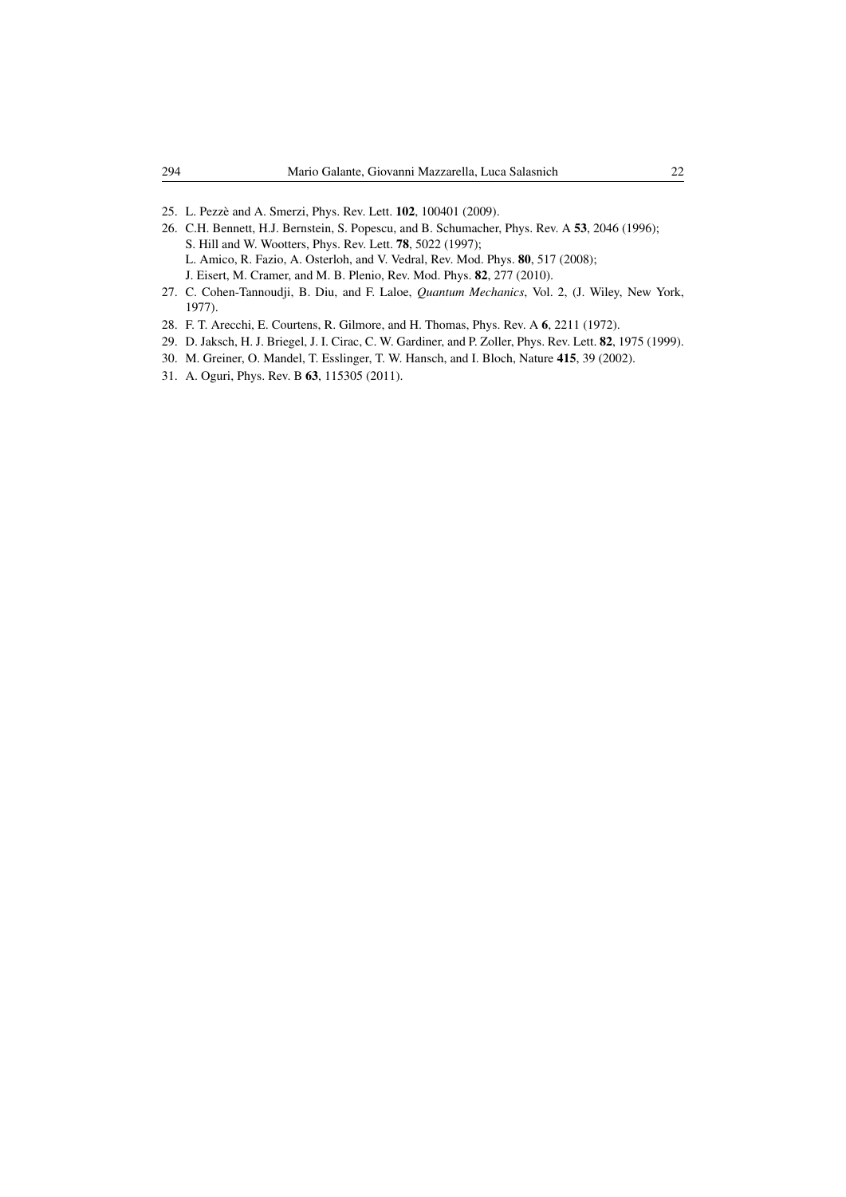25. L. Pezzè and A. Smerzi, Phys. Rev. Lett. **102**, 100401 (2009).
26. C.H. Bennett, H.J. Bernstein, S. Popescu, and B. Schumacher, Phys. Rev. A **53**, 2046 (1996); S. Hill and W. Wootters, Phys. Rev. Lett. **78**, 5022 (1997); L. Amico, R. Fazio, A. Osterloh, and V. Vedral, Rev. Mod. Phys. **80**, 517 (2008); J. Eisert, M. Cramer, and M. B. Plenio, Rev. Mod. Phys. **82**, 277 (2010).
27. C. Cohen-Tannoudji, B. Diu, and F. Laloe, *Quantum Mechanics*, Vol. 2, (J. Wiley, New York, 1977).
28. F. T. Arecchi, E. Courtens, R. Gilmore, and H. Thomas, Phys. Rev. A **6**, 2211 (1972).
29. D. Jaksch, H. J. Briegel, J. I. Cirac, C. W. Gardiner, and P. Zoller, Phys. Rev. Lett. **82**, 1975 (1999).
30. M. Greiner, O. Mandel, T. Esslinger, T. W. Hansch, and I. Bloch, Nature **415**, 39 (2002).
31. A. Oguri, Phys. Rev. B **63**, 115305 (2011).